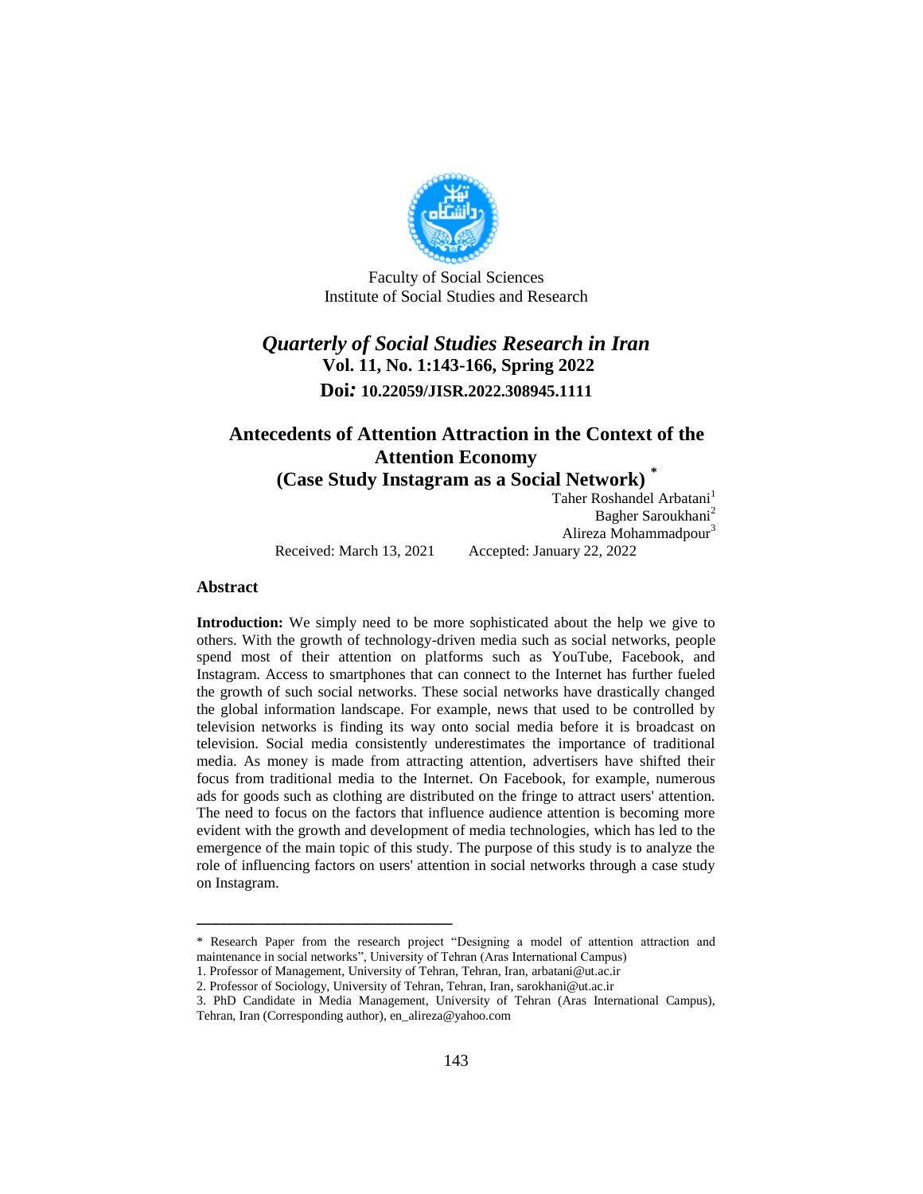Faculty of Social Sciences
Institute of Social Studies and Research

*Quarterly of Social Studies Research in Iran*
**Vol. 11, No. 1:143-166, Spring 2022**
**Doi: 10.22059/JISR.2022.308945.1111**

# Antecedents of Attention Attraction in the Context of the Attention Economy (Case Study Instagram as a Social Network) *

Taher Roshandel Arbatani[1]
Bagher Saroukhani[2]
Alireza Mohammadpour[3]

Received: March 13, 2021 Accepted: January 22, 2022

## Abstract

**Introduction:** We simply need to be more sophisticated about the help we give to others. With the growth of technology-driven media such as social networks, people spend most of their attention on platforms such as YouTube, Facebook, and Instagram. Access to smartphones that can connect to the Internet has further fueled the growth of such social networks. These social networks have drastically changed the global information landscape. For example, news that used to be controlled by television networks is finding its way onto social media before it is broadcast on television. Social media consistently underestimates the importance of traditional media. As money is made from attracting attention, advertisers have shifted their focus from traditional media to the Internet. On Facebook, for example, numerous ads for goods such as clothing are distributed on the fringe to attract users' attention. The need to focus on the factors that influence audience attention is becoming more evident with the growth and development of media technologies, which has led to the emergence of the main topic of this study. The purpose of this study is to analyze the role of influencing factors on users' attention in social networks through a case study on Instagram.

---

* Research Paper from the research project "Designing a model of attention attraction and maintenance in social networks", University of Tehran (Aras International Campus)

1. Professor of Management, University of Tehran, Tehran, Iran, arbatani@ut.ac.ir

2. Professor of Sociology, University of Tehran, Tehran, Iran, sarokhani@ut.ac.ir

3. PhD Candidate in Media Management, University of Tehran (Aras International Campus), Tehran, Iran (Corresponding author), en_alireza@yahoo.com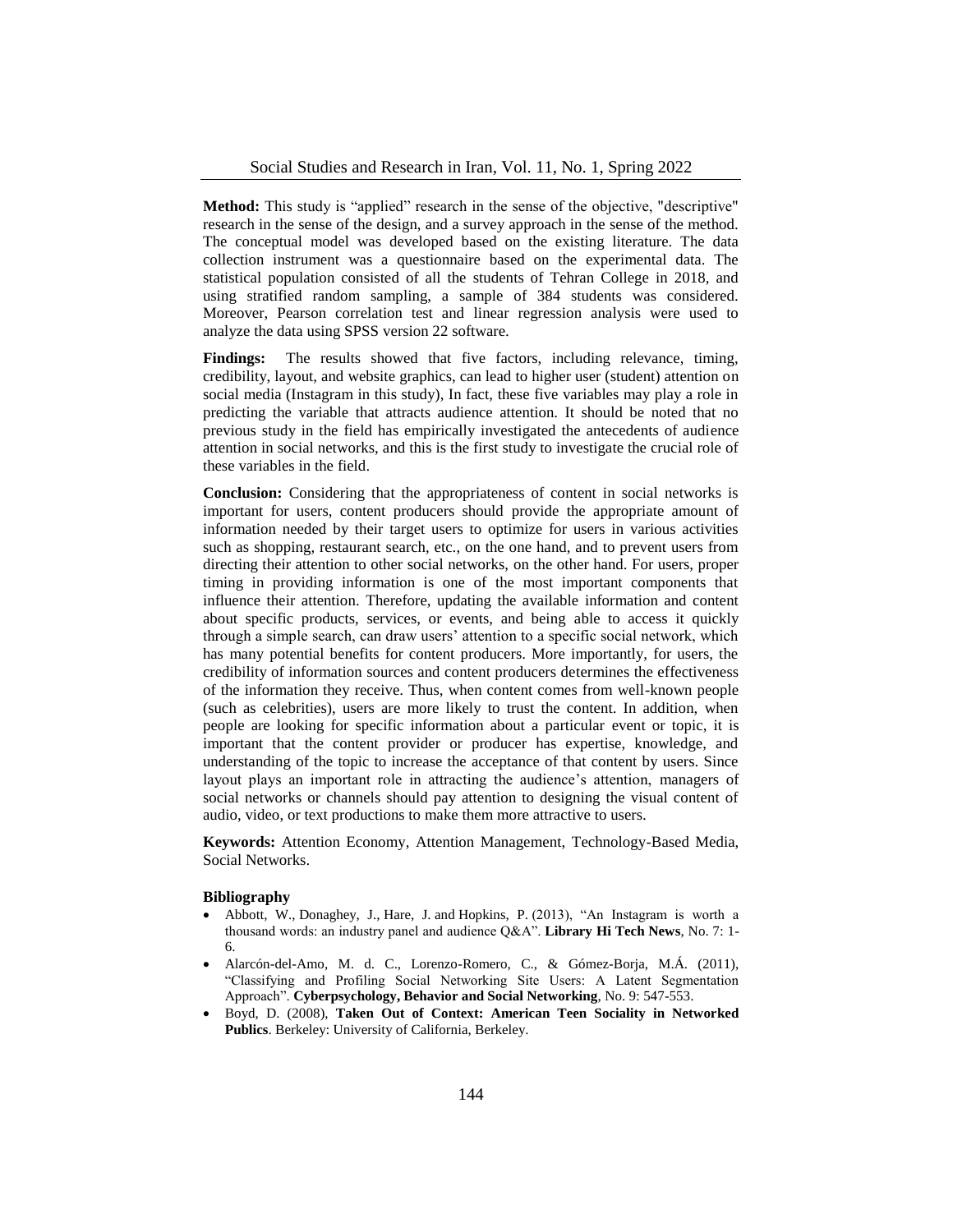**Method:** This study is “applied” research in the sense of the objective, "descriptive" research in the sense of the design, and a survey approach in the sense of the method. The conceptual model was developed based on the existing literature. The data collection instrument was a questionnaire based on the experimental data. The statistical population consisted of all the students of Tehran College in 2018, and using stratified random sampling, a sample of 384 students was considered. Moreover, Pearson correlation test and linear regression analysis were used to analyze the data using SPSS version 22 software.

**Findings:** The results showed that five factors, including relevance, timing, credibility, layout, and website graphics, can lead to higher user (student) attention on social media (Instagram in this study), In fact, these five variables may play a role in predicting the variable that attracts audience attention. It should be noted that no previous study in the field has empirically investigated the antecedents of audience attention in social networks, and this is the first study to investigate the crucial role of these variables in the field.

**Conclusion:** Considering that the appropriateness of content in social networks is important for users, content producers should provide the appropriate amount of information needed by their target users to optimize for users in various activities such as shopping, restaurant search, etc., on the one hand, and to prevent users from directing their attention to other social networks, on the other hand. For users, proper timing in providing information is one of the most important components that influence their attention. Therefore, updating the available information and content about specific products, services, or events, and being able to access it quickly through a simple search, can draw users’ attention to a specific social network, which has many potential benefits for content producers. More importantly, for users, the credibility of information sources and content producers determines the effectiveness of the information they receive. Thus, when content comes from well-known people (such as celebrities), users are more likely to trust the content. In addition, when people are looking for specific information about a particular event or topic, it is important that the content provider or producer has expertise, knowledge, and understanding of the topic to increase the acceptance of that content by users. Since layout plays an important role in attracting the audience’s attention, managers of social networks or channels should pay attention to designing the visual content of audio, video, or text productions to make them more attractive to users.

**Keywords:** Attention Economy, Attention Management, Technology-Based Media, Social Networks.

#### Bibliography

- Abbott, W., Donaghey, J., Hare, J. and Hopkins, P. (2013), “An Instagram is worth a thousand words: an industry panel and audience Q&A”. **Library Hi Tech News**, No. 7: 1-6.
- Alarcón-del-Amo, M. d. C., Lorenzo-Romero, C., & Gómez-Borja, M.Á. (2011), “Classifying and Profiling Social Networking Site Users: A Latent Segmentation Approach”. **Cyberpsychology, Behavior and Social Networking**, No. 9: 547-553.
- Boyd, D. (2008), **Taken Out of Context: American Teen Sociality in Networked Publics**. Berkeley: University of California, Berkeley.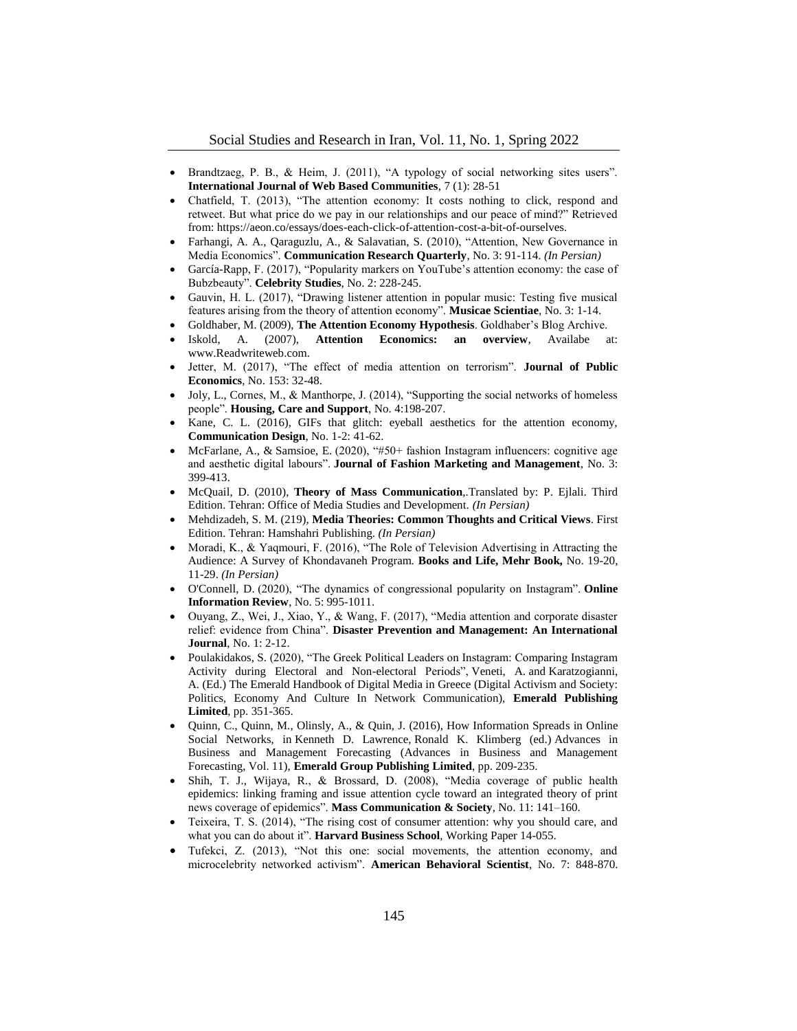- Brandtzaeg, P. B., & Heim, J. (2011), "A typology of social networking sites users". **International Journal of Web Based Communities**, 7 (1): 28-51
- Chatfield, T. (2013), "The attention economy: It costs nothing to click, respond and retweet. But what price do we pay in our relationships and our peace of mind?" Retrieved from: https://aeon.co/essays/does-each-click-of-attention-cost-a-bit-of-ourselves.
- Farhangi, A. A., Qaraguzlu, A., & Salavatian, S. (2010), "Attention, New Governance in Media Economics". **Communication Research Quarterly**, No. 3: 91-114. *(In Persian)*
- García-Rapp, F. (2017), "Popularity markers on YouTube's attention economy: the case of Bubzbeauty". **Celebrity Studies**, No. 2: 228-245.
- Gauvin, H. L. (2017), "Drawing listener attention in popular music: Testing five musical features arising from the theory of attention economy". **Musicae Scientiae**, No. 3: 1-14.
- Goldhaber, M. (2009), **The Attention Economy Hypothesis**. Goldhaber's Blog Archive.
- Iskold, A. (2007), **Attention Economics: an overview**, Availabe at: www.Readwriteweb.com.
- Jetter, M. (2017), "The effect of media attention on terrorism". **Journal of Public Economics**, No. 153: 32-48.
- Joly, L., Cornes, M., & Manthorpe, J. (2014), "Supporting the social networks of homeless people". **Housing, Care and Support**, No. 4:198-207.
- Kane, C. L. (2016), GIFs that glitch: eyeball aesthetics for the attention economy, **Communication Design**, No. 1-2: 41-62.
- McFarlane, A., & Samsioe, E. (2020), "#50+ fashion Instagram influencers: cognitive age and aesthetic digital labours". **Journal of Fashion Marketing and Management**, No. 3: 399-413.
- McQuail, D. (2010), **Theory of Mass Communication**,.Translated by: P. Ejlali. Third Edition. Tehran: Office of Media Studies and Development. *(In Persian)*
- Mehdizadeh, S. M. (219), **Media Theories: Common Thoughts and Critical Views**. First Edition. Tehran: Hamshahri Publishing. *(In Persian)*
- Moradi, K., & Yaqmouri, F. (2016), "The Role of Television Advertising in Attracting the Audience: A Survey of Khondavaneh Program. **Books and Life, Mehr Book,** No. 19-20, 11-29. *(In Persian)*
- O'Connell, D. (2020), "The dynamics of congressional popularity on Instagram". **Online Information Review**, No. 5: 995-1011.
- Ouyang, Z., Wei, J., Xiao, Y., & Wang, F. (2017), "Media attention and corporate disaster relief: evidence from China". **Disaster Prevention and Management: An International Journal**, No. 1: 2-12.
- Poulakidakos, S. (2020), "The Greek Political Leaders on Instagram: Comparing Instagram Activity during Electoral and Non-electoral Periods", Veneti, A. and Karatzogianni, A. (Ed.) The Emerald Handbook of Digital Media in Greece (Digital Activism and Society: Politics, Economy And Culture In Network Communication), **Emerald Publishing Limited**, pp. 351-365.
- Quinn, C., Quinn, M., Olinsly, A., & Quin, J. (2016), How Information Spreads in Online Social Networks, in Kenneth D. Lawrence, Ronald K. Klimberg (ed.) Advances in Business and Management Forecasting (Advances in Business and Management Forecasting, Vol. 11), **Emerald Group Publishing Limited**, pp. 209-235.
- Shih, T. J., Wijaya, R., & Brossard, D. (2008), "Media coverage of public health epidemics: linking framing and issue attention cycle toward an integrated theory of print news coverage of epidemics". **Mass Communication & Society**, No. 11: 141–160.
- Teixeira, T. S. (2014), "The rising cost of consumer attention: why you should care, and what you can do about it". **Harvard Business School**, Working Paper 14-055.
- Tufekci, Z. (2013), "Not this one: social movements, the attention economy, and microcelebrity networked activism". **American Behavioral Scientist**, No. 7: 848-870.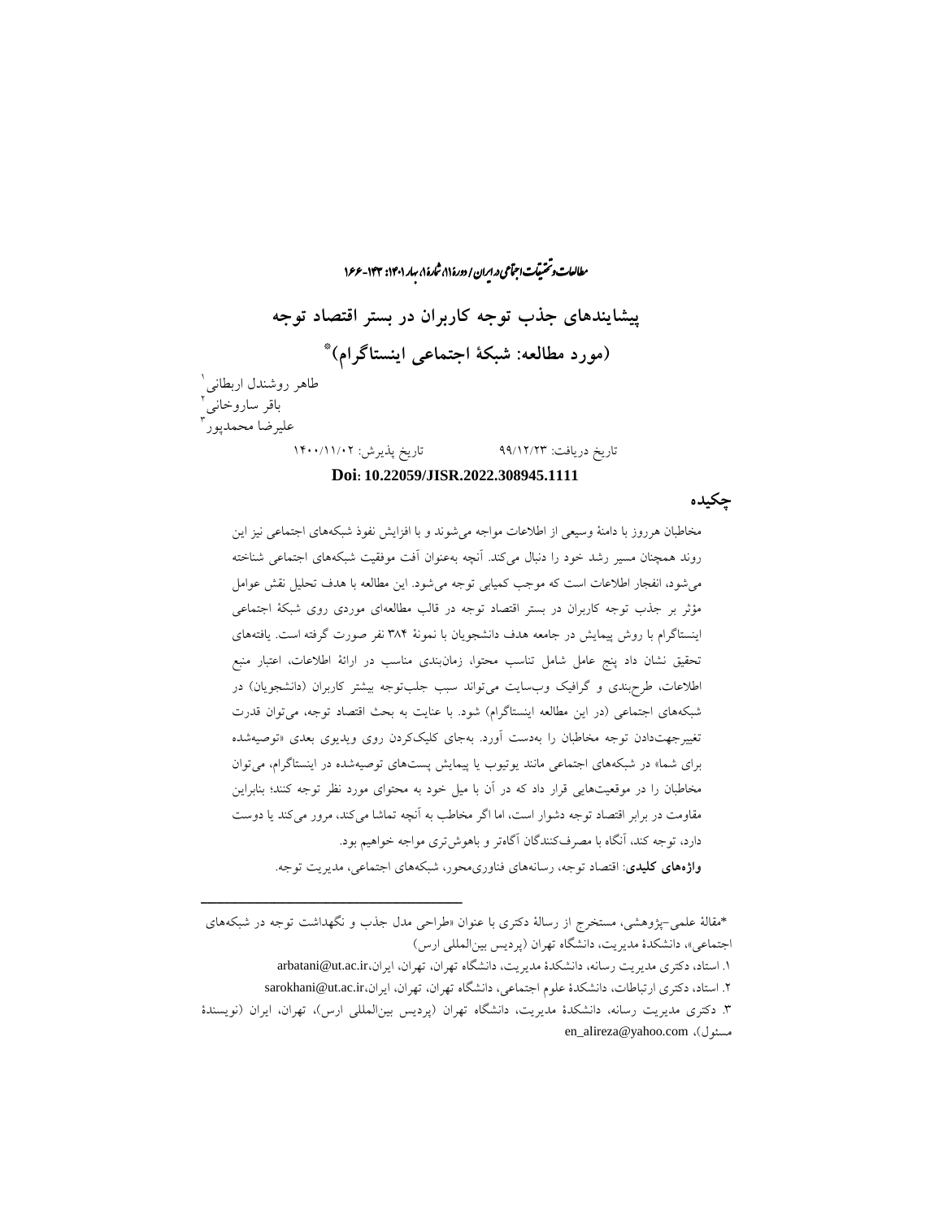# پیشایندهای جذب توجه کاربران در بستر اقتصاد توجه

## (مورد مطالعه: شبکهٔ اجتماعی اینستاگرام)*

طاهر روشندل اربطانی[1]

باقر ساروخانی[2]

علیرضا محمدپور[3]

تاریخ دریافت: ۹۹/۱۲/۲۳　　　　تاریخ پذیرش: ۱۴۰۰/۱۱/۰۲

**Doi: 10.22059/JISR.2022.308945.1111**

## چکیده

مخاطبان هرروز با دامنهٔ وسیعی از اطلاعات مواجه می‌شوند و با افزایش نفوذ شبکه‌های اجتماعی نیز این روند همچنان مسیر رشد خود را دنبال می‌کند. آنچه به‌عنوان آفت موفقیت شبکه‌های اجتماعی شناخته می‌شود، انفجار اطلاعات است که موجب کمیابی توجه می‌شود. این مطالعه با هدف تحلیل نقش عوامل مؤثر بر جذب توجه کاربران در بستر اقتصاد توجه در قالب مطالعه‌ای موردی روی شبکهٔ اجتماعی اینستاگرام با روش پیمایش در جامعه هدف دانشجویان با نمونهٔ ۳۸۴ نفر صورت گرفته است. یافته‌های تحقیق نشان داد پنج عامل شامل تناسب محتوا، زمان‌بندی مناسب در ارائهٔ اطلاعات، اعتبار منبع اطلاعات، طرح‌بندی و گرافیک وب‌سایت می‌تواند سبب جلب‌توجه بیشتر کاربران (دانشجویان) در شبکه‌های اجتماعی (در این مطالعه اینستاگرام) شود. با عنایت به بحث اقتصاد توجه، می‌توان قدرت تغییرجهت‌دادن توجه مخاطبان را به‌دست آورد. به‌جای کلیک‌کردن روی ویدیوی بعدی «توصیه‌شده برای شما» در شبکه‌های اجتماعی مانند یوتیوب یا پیمایش پست‌های توصیه‌شده در اینستاگرام، می‌توان مخاطبان را در موقعیت‌هایی قرار داد که در آن با میل خود به محتوای مورد نظر توجه کنند؛ بنابراین مقاومت در برابر اقتصاد توجه دشوار است، اما اگر مخاطب به آنچه تماشا می‌کند، مرور می‌کند یا دوست دارد، توجه کند، آنگاه با مصرف‌کنندگان آگاه‌تر و باهوش‌تری مواجه خواهیم بود.

**واژه‌های کلیدی**: اقتصاد توجه، رسانه‌های فناوری‌محور، شبکه‌های اجتماعی، مدیریت توجه.

---

*مقالهٔ علمی-پژوهشی، مستخرج از رسالهٔ دکتری با عنوان «طراحی مدل جذب و نگهداشت توجه در شبکه‌های اجتماعی»، دانشکدهٔ مدیریت، دانشگاه تهران (پردیس بین‌المللی ارس)

۱. استاد، دکتری مدیریت رسانه، دانشکدهٔ مدیریت، دانشگاه تهران، تهران، ایران، arbatani@ut.ac.ir

۲. استاد، دکتری ارتباطات، دانشکدهٔ علوم اجتماعی، دانشگاه تهران، تهران، ایران، sarokhani@ut.ac.ir

۳. دکتری مدیریت رسانه، دانشکدهٔ مدیریت، دانشگاه تهران (پردیس بین‌المللی ارس)، تهران، ایران (نویسندهٔ مسئول)، en_alireza@yahoo.com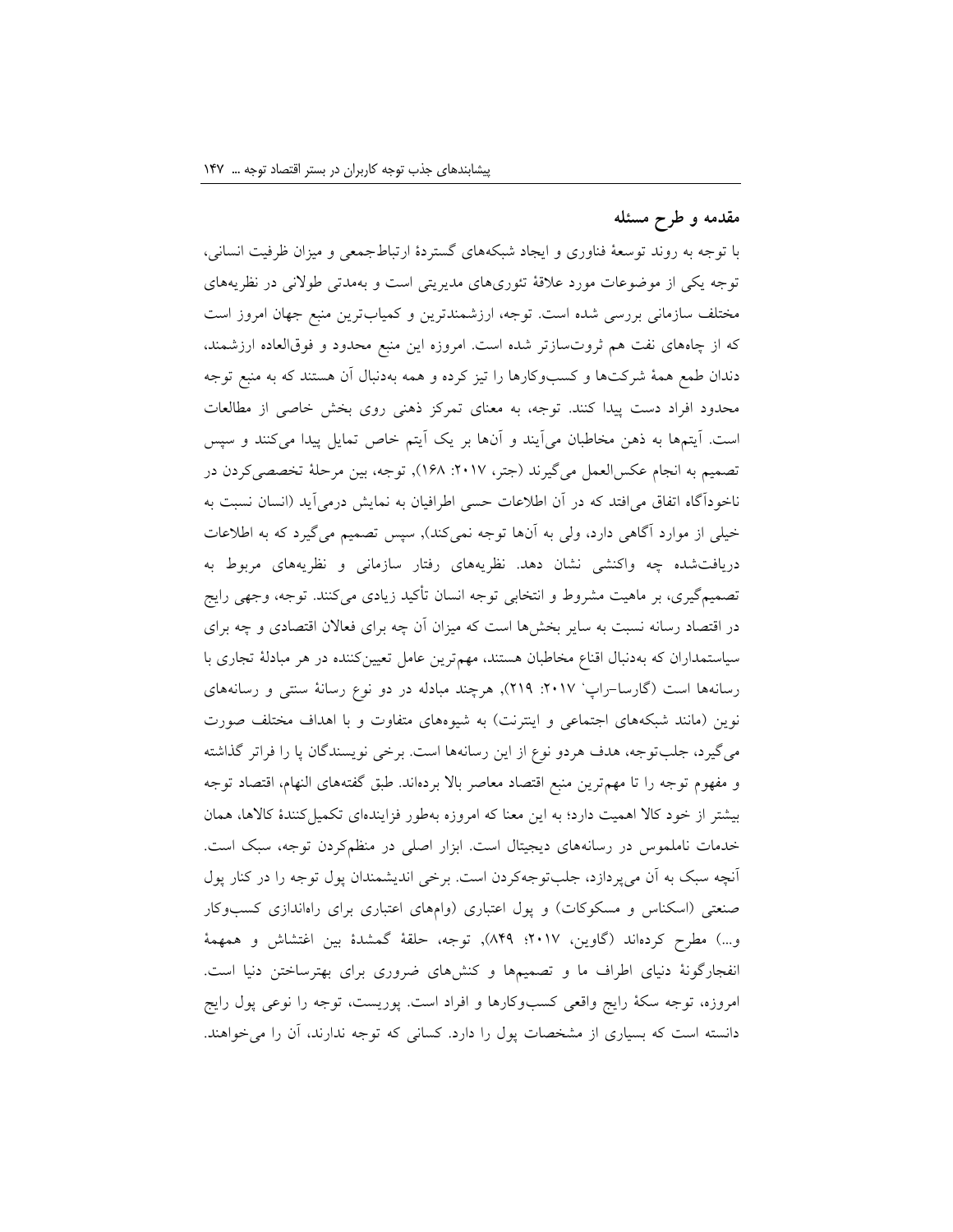## مقدمه و طرح مسئله

با توجه به روند توسعهٔ فناوری و ایجاد شبکه‌های گستردهٔ ارتباط‌جمعی و میزان ظرفیت انسانی، توجه یکی از موضوعات مورد علاقهٔ تئوری‌های مدیریتی است و به‌مدتی طولانی در نظریه‌های مختلف سازمانی بررسی شده است. توجه، ارزشمندترین و کمیاب‌ترین منبع جهان امروز است که از چاه‌های نفت هم ثروت‌سازتر شده است. امروزه این منبع محدود و فوق‌العاده ارزشمند، دندان طمع همهٔ شرکت‌ها و کسب‌وکارها را تیز کرده و همه به‌دنبال آن هستند که به منبع توجه محدود افراد دست پیدا کنند. توجه، به معنای تمرکز ذهنی روی بخش خاصی از مطالعات است. آیتم‌ها به ذهن مخاطبان می‌آیند و آن‌ها بر یک آیتم خاص تمایل پیدا می‌کنند و سپس تصمیم به انجام عکس‌العمل می‌گیرند (جتر، ۲۰۱۷: ۱۶۸). توجه، بین مرحلهٔ تخصصی‌کردن در ناخودآگاه اتفاق می‌افتد که در آن اطلاعات حسی اطرافیان به نمایش درمی‌آید (انسان نسبت به خیلی از موارد آگاهی دارد، ولی به آن‌ها توجه نمی‌کند)، سپس تصمیم می‌گیرد که به اطلاعات دریافت‌شده چه واکنشی نشان دهد. نظریه‌های رفتار سازمانی و نظریه‌های مربوط به تصمیم‌گیری، بر ماهیت مشروط و انتخابی توجه انسان تأکید زیادی می‌کنند. توجه، وجهی رایج در اقتصاد رسانه نسبت به سایر بخش‌ها است که میزان آن چه برای فعالان اقتصادی و چه برای سیاستمداران که به‌دنبال اقناع مخاطبان هستند، مهم‌ترین عامل تعیین‌کننده در هر مبادلهٔ تجاری با رسانه‌ها است (گارسا–راپ[1] ۲۰۱۷: ۲۱۹)، هرچند مبادله در دو نوع رسانهٔ سنتی و رسانه‌های نوین (مانند شبکه‌های اجتماعی و اینترنت) به شیوه‌های متفاوت و با اهداف مختلف صورت می‌گیرد، جلب‌توجه، هدف هردو نوع از این رسانه‌ها است. برخی نویسندگان پا را فراتر گذاشته و مفهوم توجه را تا مهم‌ترین منبع اقتصاد معاصر بالا برده‌اند. طبق گفته‌های النهام، اقتصاد توجه بیشتر از خود کالا اهمیت دارد؛ به این معنا که امروزه به‌طور فزاینده‌ای تکمیل‌کنندهٔ کالاها، همان خدمات ناملموس در رسانه‌های دیجیتال است. ابزار اصلی در منظم‌کردن توجه، سبک است. آنچه سبک به آن می‌پردازد، جلب‌توجه‌کردن است. برخی اندیشمندان پول توجه را در کنار پول صنعتی (اسکناس و مسکوکات) و پول اعتباری (وام‌های اعتباری برای راه‌اندازی کسب‌وکار و...) مطرح کرده‌اند (گاوین، ۲۰۱۷؛ ۸۴۹)، توجه، حلقهٔ گمشدهٔ بین اغتشاش و همهمهٔ انفجارگونهٔ دنیای اطراف ما و تصمیم‌ها و کنش‌های ضروری برای بهترساختن دنیا است. امروزه، توجه سکهٔ رایج واقعی کسب‌وکارها و افراد است. پوریست، توجه را نوعی پول رایج دانسته است که بسیاری از مشخصات پول را دارد. کسانی که توجه ندارند، آن را می‌خواهند.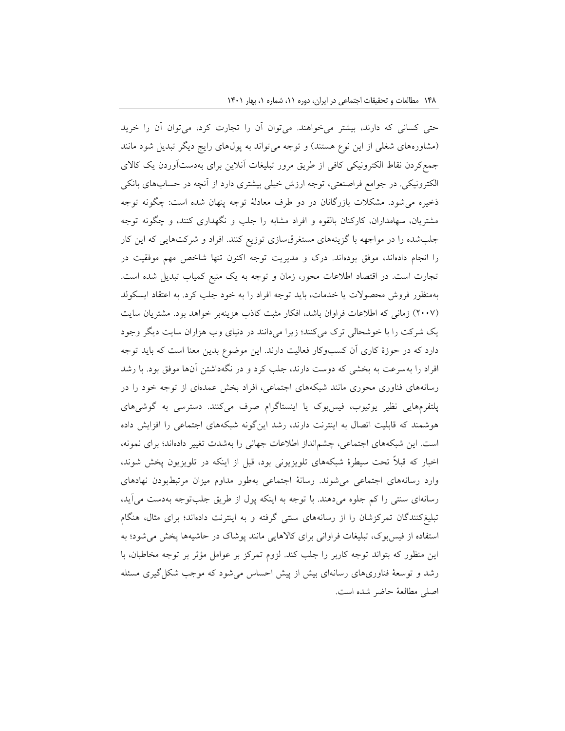حتی کسانی که دارند، بیشتر می‌خواهند. می‌توان آن را تجارت کرد، می‌توان آن را خرید (مشاوره‌های شغلی از این نوع هستند) و توجه می‌تواند به پول‌های رایج دیگر تبدیل شود مانند جمع‌کردن نقاط الکترونیکی کافی از طریق مرور تبلیغات آنلاین برای به‌دست‌آوردن یک کالای الکترونیکی. در جوامع فراصنعتی، توجه ارزش خیلی بیشتری دارد از آنچه در حساب‌های بانکی ذخیره می‌شود. مشکلات بازرگانان در دو طرف معادلهٔ توجه پنهان شده است: چگونه توجه مشتریان، سهامداران، کارکنان بالقوه و افراد مشابه را جلب و نگهداری کنند، و چگونه توجه جلب‌شده را در مواجهه با گزینه‌های مستغرق‌سازی توزیع کنند. افراد و شرکت‌هایی که این کار را انجام داده‌اند، موفق بوده‌اند. درک و مدیریت توجه اکنون تنها شاخص مهم موفقیت در تجارت است. در اقتصاد اطلاعات محور، زمان و توجه به یک منبع کمیاب تبدیل شده است. به‌منظور فروش محصولات یا خدمات، باید توجه افراد را به خود جلب کرد. به اعتقاد ایسکولد (۲۰۰۷) زمانی که اطلاعات فراوان باشد، افکار مثبت کاذب هزینه‌بر خواهد بود. مشتریان سایت یک شرکت را با خوشحالی ترک می‌کنند؛ زیرا می‌دانند در دنیای وب هزاران سایت دیگر وجود دارد که در حوزهٔ کاری آن کسب‌وکار فعالیت دارند. این موضوع بدین معنا است که باید توجه افراد را به‌سرعت به بخشی که دوست دارند، جلب کرد و در نگه‌داشتن آن‌ها موفق بود. با رشد رسانه‌های فناوری محوری مانند شبکه‌های اجتماعی، افراد بخش عمده‌ای از توجه خود را در پلتفرم‌هایی نظیر یوتیوب، فیس‌بوک یا اینستاگرام صرف می‌کنند. دسترسی به گوشی‌های هوشمند که قابلیت اتصال به اینترنت دارند، رشد این‌گونه شبکه‌های اجتماعی را افزایش داده است. این شبکه‌های اجتماعی، چشم‌انداز اطلاعات جهانی را به‌شدت تغییر داده‌اند؛ برای نمونه، اخبار که قبلاً تحت سیطرهٔ شبکه‌های تلویزیونی بود، قبل از اینکه در تلویزیون پخش شوند، وارد رسانه‌های اجتماعی می‌شوند. رسانهٔ اجتماعی به‌طور مداوم میزان مرتبط‌بودن نهادهای رسانه‌ای سنتی را کم جلوه می‌دهند. با توجه به اینکه پول از طریق جلب‌توجه به‌دست می‌آید، تبلیغ‌کنندگان تمرکزشان را از رسانه‌های سنتی گرفته و به اینترنت داده‌اند؛ برای مثال، هنگام استفاده از فیس‌بوک، تبلیغات فراوانی برای کالاهایی مانند پوشاک در حاشیه‌ها پخش می‌شود؛ به این منظور که بتواند توجه کاربر را جلب کند. لزوم تمرکز بر عوامل مؤثر بر توجه مخاطبان، با رشد و توسعهٔ فناوری‌های رسانه‌ای بیش از پیش احساس می‌شود که موجب شکل‌گیری مسئله اصلی مطالعهٔ حاضر شده است.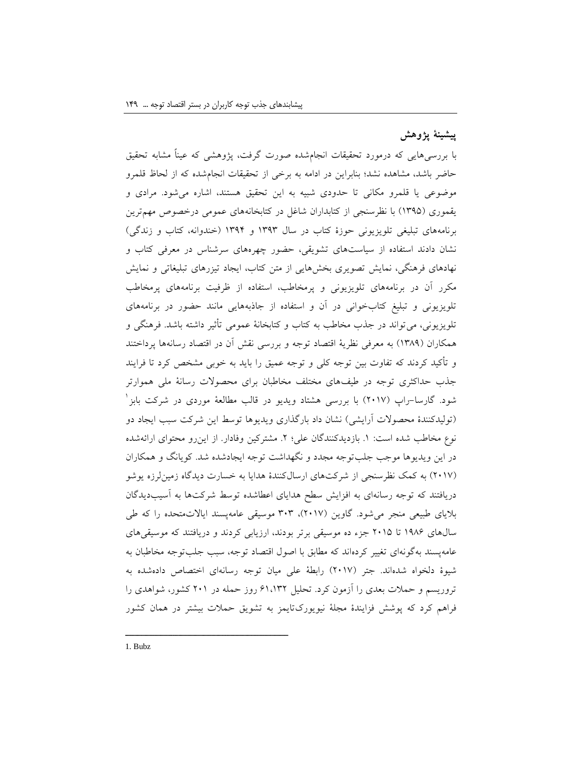## پیشینهٔ پژوهش

با بررسی‌هایی که درمورد تحقیقات انجام‌شده صورت گرفت، پژوهشی که عیناً مشابه تحقیق حاضر باشد، مشاهده نشد؛ بنابراین در ادامه به برخی از تحقیقات انجام‌شده که از لحاظ قلمرو موضوعی یا قلمرو مکانی تا حدودی شبیه به این تحقیق هستند، اشاره می‌شود. مرادی و یقموری (۱۳۹۵) با نظرسنجی از کتابداران شاغل در کتابخانه‌های عمومی درخصوص مهم‌ترین برنامه‌های تبلیغی تلویزیونی حوزهٔ کتاب در سال ۱۳۹۳ و ۱۳۹۴ (خندوانه، کتاب و زندگی) نشان دادند استفاده از سیاست‌های تشویقی، حضور چهره‌های سرشناس در معرفی کتاب و نهادهای فرهنگی، نمایش تصویری بخش‌هایی از متن کتاب، ایجاد تیزرهای تبلیغاتی و نمایش مکرر آن در برنامه‌های تلویزیونی و پرمخاطب، استفاده از ظرفیت برنامه‌های پرمخاطب تلویزیونی و تبلیغ کتاب‌خوانی در آن و استفاده از جاذبه‌هایی مانند حضور در برنامه‌های تلویزیونی، می‌تواند در جذب مخاطب به کتاب و کتابخانهٔ عمومی تأثیر داشته باشد. فرهنگی و همکاران (۱۳۸۹) به معرفی نظریهٔ اقتصاد توجه و بررسی نقش آن در اقتصاد رسانه‌ها پرداختند و تأکید کردند که تفاوت بین توجه کلی و توجه عمیق را باید به خوبی مشخص کرد تا فرایند جذب حداکثری توجه در طیف‌های مختلف مخاطبان برای محصولات رسانهٔ ملی هموارتر شود. گارسا-راپ (۲۰۱۷) با بررسی هشتاد ویدیو در قالب مطالعهٔ موردی در شرکت بابز[1] (تولیدکنندهٔ محصولات آرایشی) نشان داد بارگذاری ویدیوها توسط این شرکت سبب ایجاد دو نوع مخاطب شده است: ۱. بازدیدکنندگان علی؛ ۲. مشترکین وفادار. از این‌رو محتوای ارائه‌شده در این ویدیوها موجب جلب‌توجه مجدد و نگهداشت توجه ایجادشده شد. کویانگ و همکاران (۲۰۱۷) به کمک نظرسنجی از شرکت‌های ارسال‌کنندهٔ هدایا به خسارت دیدگاه زمین‌لرزه یوشو دریافتند که توجه رسانه‌ای به افزایش سطح هدایای اعطاشده توسط شرکت‌ها به آسیب‌دیدگان بلایای طبیعی منجر می‌شود. گاوین (۲۰۱۷)، ۳۰۳ موسیقی عامه‌پسند ایالات‌متحده را که طی سال‌های ۱۹۸۶ تا ۲۰۱۵ جزء ده موسیقی برتر بودند، ارزیابی کردند و دریافتند که موسیقی‌های عامه‌پسند به‌گونه‌ای تغییر کرده‌اند که مطابق با اصول اقتصاد توجه، سبب جلب‌توجه مخاطبان به شیوهٔ دلخواه شده‌اند. جتر (۲۰۱۷) رابطهٔ علی میان توجه رسانه‌ای اختصاص داده‌شده به تروریسم و حملات بعدی را آزمون کرد. تحلیل ۶۱،۱۳۲ روز حمله در ۲۰۱ کشور، شواهدی را فراهم کرد که پوشش فزایندهٔ مجلهٔ نیویورک‌تایمز به تشویق حملات بیشتر در همان کشور

---

1. Bubz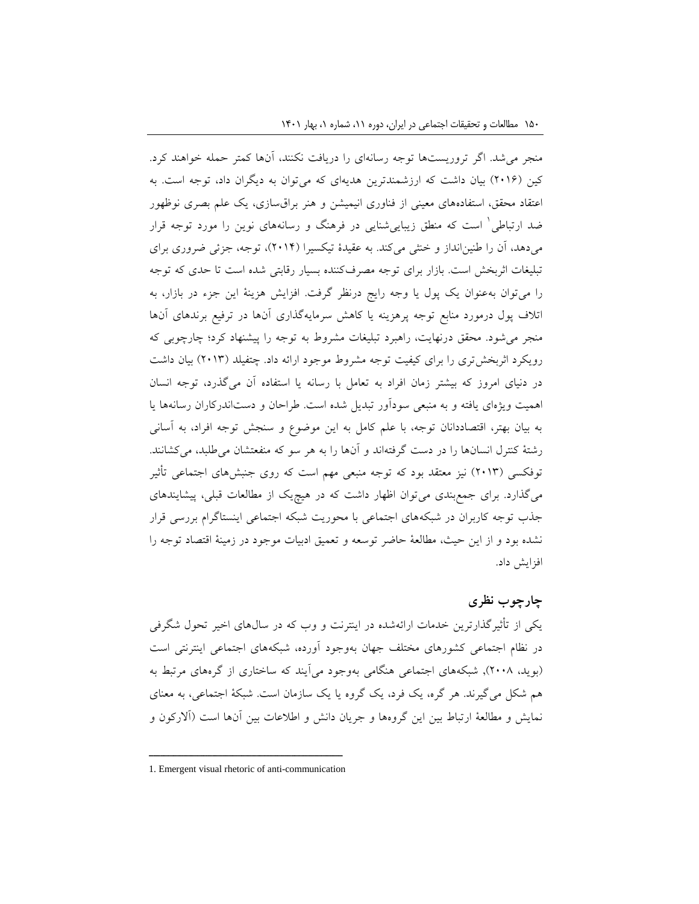منجر می‌شد. اگر تروریست‌ها توجه رسانه‌ای را دریافت نکنند، آن‌ها کمتر حمله خواهند کرد. کین (۲۰۱۶) بیان داشت که ارزشمندترین هدیه‌ای که می‌توان به دیگران داد، توجه است. به اعتقاد محقق، استفاده‌های معینی از فناوری انیمیشن و هنر براق‌سازی، یک علم بصری نوظهور ضد ارتباطی[1] است که منطق زیبایی‌شناختی در فرهنگ و رسانه‌های نوین را مورد توجه قرار می‌دهد، آن را طنین‌انداز و خنثی می‌کند. به عقیدهٔ تیکسیرا (۲۰۱۴)، توجه، جزئی ضروری برای تبلیغات اثربخش است. بازار برای توجه مصرف‌کننده بسیار رقابتی شده است تا حدی که توجه را می‌توان به‌عنوان یک پول یا وجه رایج درنظر گرفت. افزایش هزینهٔ این جزء در بازار، به اتلاف پول درمورد منابع توجه پرهزینه یا کاهش سرمایه‌گذاری آن‌ها در ترفیع برندهای آن‌ها منجر می‌شود. محقق درنهایت، راهبرد تبلیغات مشروط به توجه را پیشنهاد کرد؛ چارچوبی که رویکرد اثربخش‌تری را برای کیفیت توجه مشروط موجود ارائه داد. چتفیلد (۲۰۱۳) بیان داشت در دنیای امروز که بیشتر زمان افراد به تعامل با رسانه یا استفاده آن می‌گذرد، توجه انسان اهمیت ویژه‌ای یافته و به منبعی سودآور تبدیل شده است. طراحان و دست‌اندرکاران رسانه‌ها یا به بیان بهتر، اقتصاددانان توجه، با علم کامل به این موضوع و سنجش توجه افراد، به آسانی رشتهٔ کنترل انسان‌ها را در دست گرفته‌اند و آن‌ها را به هر سو که منفعتشان می‌طلبد، می‌کشانند. توفکسی (۲۰۱۳) نیز معتقد بود که توجه منبعی مهم است که روی جنبش‌های اجتماعی تأثیر می‌گذارد. برای جمع‌بندی می‌توان اظهار داشت که در هیچ‌یک از مطالعات قبلی، پیشایندهای جذب توجه کاربران در شبکه‌های اجتماعی با محوریت شبکه اجتماعی اینستاگرام بررسی قرار نشده بود و از این حیث، مطالعهٔ حاضر توسعه و تعمیق ادبیات موجود در زمینهٔ اقتصاد توجه را افزایش داد.

## چارچوب نظری

یکی از تأثیرگذارترین خدمات ارائه‌شده در اینترنت و وب که در سال‌های اخیر تحول شگرفی در نظام اجتماعی کشورهای مختلف جهان به‌وجود آورده، شبکه‌های اجتماعی اینترنتی است (بوید، ۲۰۰۸), شبکه‌های اجتماعی هنگامی به‌وجود می‌آیند که ساختاری از گره‌های مرتبط به هم شکل می‌گیرند. هر گره، یک فرد، یک گروه یا یک سازمان است. شبکهٔ اجتماعی، به معنای نمایش و مطالعهٔ ارتباط بین این گروه‌ها و جریان دانش و اطلاعات بین آن‌ها است (آلارکون و

---

1. Emergent visual rhetoric of anti-communication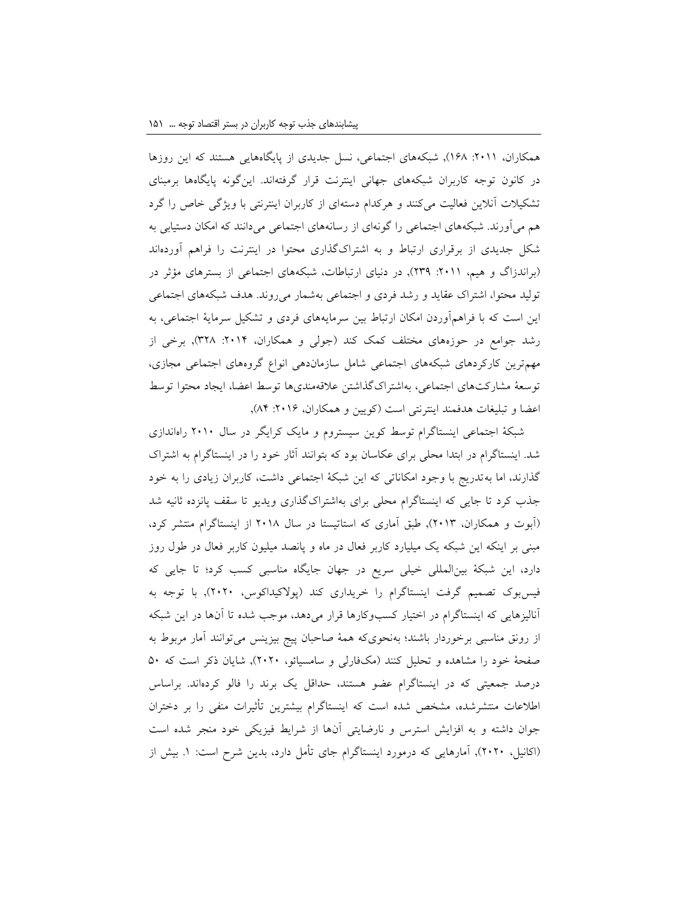همکاران، ۲۰۱۱: ۱۶۸)، شبکه‌های اجتماعی، نسل جدیدی از پایگاه‌هایی هستند که این روزها در کانون توجه کاربران شبکه‌های جهانی اینترنت قرار گرفته‌اند. این‌گونه پایگاه‌ها برمبنای تشکیلات آنلاین فعالیت می‌کنند و هرکدام دسته‌ای از کاربران اینترنتی با ویژگی خاص را گرد هم می‌آورند. شبکه‌های اجتماعی را گونه‌ای از رسانه‌های اجتماعی می‌دانند که امکان دستیابی به شکل جدیدی از برقراری ارتباط و به اشتراک‌گذاری محتوا در اینترنت را فراهم آورده‌اند (براندزاگ و هیم، ۲۰۱۱: ۲۳۹)، در دنیای ارتباطات، شبکه‌های اجتماعی از بسترهای مؤثر در تولید محتوا، اشتراک عقاید و رشد فردی و اجتماعی به‌شمار می‌روند. هدف شبکه‌های اجتماعی این است که با فراهم‌آوردن امکان ارتباط بین سرمایه‌های فردی و تشکیل سرمایهٔ اجتماعی، به رشد جوامع در حوزه‌های مختلف کمک کند (جولی و همکاران، ۲۰۱۴: ۳۲۸)، برخی از مهم‌ترین کارکردهای شبکه‌های اجتماعی شامل سازمان‌دهی انواع گروه‌های اجتماعی مجازی، توسعهٔ مشارکت‌های اجتماعی، به‌اشتراک‌گذاشتن علاقه‌مندی‌ها توسط اعضا، ایجاد محتوا توسط اعضا و تبلیغات هدفمند اینترنتی است (کوبین و همکاران، ۲۰۱۶: ۸۴)،

شبکهٔ اجتماعی اینستاگرام توسط کوین سیستروم و مایک کرایگر در سال ۲۰۱۰ راه‌اندازی شد. اینستاگرام در ابتدا محلی برای عکاسان بود که بتوانند آثار خود را در اینستاگرام به اشتراک گذارند، اما به‌تدریج با وجود امکاناتی که این شبکهٔ اجتماعی داشت، کاربران زیادی را به خود جذب کرد تا جایی که اینستاگرام محلی برای به‌اشتراک‌گذاری ویدیو تا سقف پانزده ثانیه شد (آبوت و همکاران، ۲۰۱۳)، طبق آماری که استاتیستا در سال ۲۰۱۸ از اینستاگرام منتشر کرد، مبنی بر اینکه این شبکه یک میلیارد کاربر فعال در ماه و پانصد میلیون کاربر فعال در طول روز دارد، این شبکهٔ بین‌المللی خیلی سریع در جهان جایگاه مناسبی کسب کرد؛ تا جایی که فیس‌بوک تصمیم گرفت اینستاگرام را خریداری کند (پولاکیداکوس، ۲۰۲۰)، با توجه به آنالیزهایی که اینستاگرام در اختیار کسب‌وکارها قرار می‌دهد، موجب شده تا آن‌ها در این شبکه از رونق مناسبی برخوردار باشند؛ به‌نحوی‌که همهٔ صاحبان پیج بیزینس می‌توانند آمار مربوط به صفحهٔ خود را مشاهده و تحلیل کنند (مک‌فارلی و سامسیائو، ۲۰۲۰)، شایان ذکر است که ۵۰ درصد جمعیتی که در اینستاگرام عضو هستند، حداقل یک برند را فالو کرده‌اند. براساس اطلاعات منتشرشده، مشخص شده است که اینستاگرام بیشترین تأثیرات منفی را بر دختران جوان داشته و به افزایش استرس و نارضایتی آن‌ها از شرایط فیزیکی خود منجر شده است (اکانیل، ۲۰۲۰)، آمارهایی که درمورد اینستاگرام جای تأمل دارد، بدین شرح است: ۱. بیش از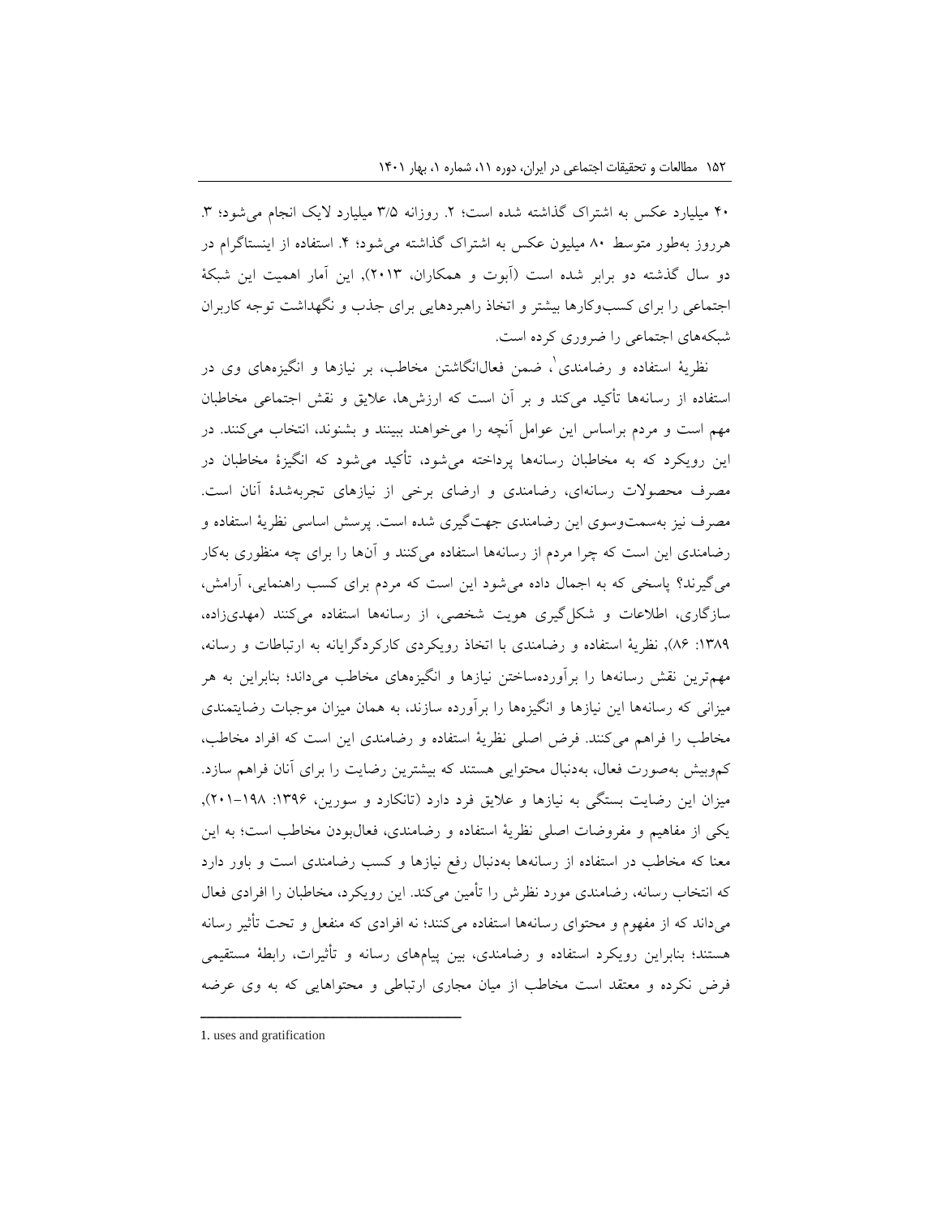۴۰ میلیارد عکس به اشتراک گذاشته شده است؛ ۲. روزانه ۳/۵ میلیارد لایک انجام می‌شود؛ ۳. هرروز به‌طور متوسط ۸۰ میلیون عکس به اشتراک گذاشته می‌شود؛ ۴. استفاده از اینستاگرام در دو سال گذشته دو برابر شده است (آبوت و همکاران، ۲۰۱۳). این آمار اهمیت این شبکهٔ اجتماعی را برای کسب‌وکارها بیشتر و اتخاذ راهبردهایی برای جذب و نگهداشت توجه کاربران شبکه‌های اجتماعی را ضروری کرده است.

نظریهٔ استفاده و رضامندی[1]، ضمن فعال‌انگاشتن مخاطب، بر نیازها و انگیزه‌های وی در استفاده از رسانه‌ها تأکید می‌کند و بر آن است که ارزش‌ها، علایق و نقش اجتماعی مخاطبان مهم است و مردم براساس این عوامل آنچه را می‌خواهند ببینند و بشنوند، انتخاب می‌کنند. در این رویکرد که به مخاطبان رسانه‌ها پرداخته می‌شود، تأکید می‌شود که انگیزهٔ مخاطبان در مصرف محصولات رسانه‌ای، رضامندی و ارضای برخی از نیازهای تجربه‌شدهٔ آنان است. مصرف نیز به‌سمت‌وسوی این رضامندی جهت‌گیری شده است. پرسش اساسی نظریهٔ استفاده و رضامندی این است که چرا مردم از رسانه‌ها استفاده می‌کنند و آن‌ها را برای چه منظوری به‌کار می‌گیرند؟ پاسخی که به اجمال داده می‌شود این است که مردم برای کسب راهنمایی، آرامش، سازگاری، اطلاعات و شکل‌گیری هویت شخصی، از رسانه‌ها استفاده می‌کنند (مهدی‌زاده، ۱۳۸۹: ۸۶). نظریهٔ استفاده و رضامندی با اتخاذ رویکردی کارکردگرایانه به ارتباطات و رسانه، مهم‌ترین نقش رسانه‌ها را برآورده‌ساختن نیازها و انگیزه‌های مخاطب می‌داند؛ بنابراین به هر میزانی که رسانه‌ها این نیازها و انگیزه‌ها را برآورده سازند، به همان میزان موجبات رضایتمندی مخاطب را فراهم می‌کنند. فرض اصلی نظریهٔ استفاده و رضامندی این است که افراد مخاطب، کم‌وبیش به‌صورت فعال، به‌دنبال محتوایی هستند که بیشترین رضایت را برای آنان فراهم سازد. میزان این رضایت بستگی به نیازها و علایق فرد دارد (تانکارد و سورین، ۱۳۹۶: ۱۹۸-۲۰۱). یکی از مفاهیم و مفروضات اصلی نظریهٔ استفاده و رضامندی، فعال‌بودن مخاطب است؛ به این معنا که مخاطب در استفاده از رسانه‌ها به‌دنبال رفع نیازها و کسب رضامندی است و باور دارد که انتخاب رسانه، رضامندی مورد نظرش را تأمین می‌کند. این رویکرد، مخاطبان را افرادی فعال می‌داند که از مفهوم و محتوای رسانه‌ها استفاده می‌کنند؛ نه افرادی که منفعل و تحت تأثیر رسانه هستند؛ بنابراین رویکرد استفاده و رضامندی، بین پیام‌های رسانه و تأثیرات، رابطهٔ مستقیمی فرض نکرده و معتقد است مخاطب از میان مجاری ارتباطی و محتواهایی که به وی عرضه

---

1. uses and gratification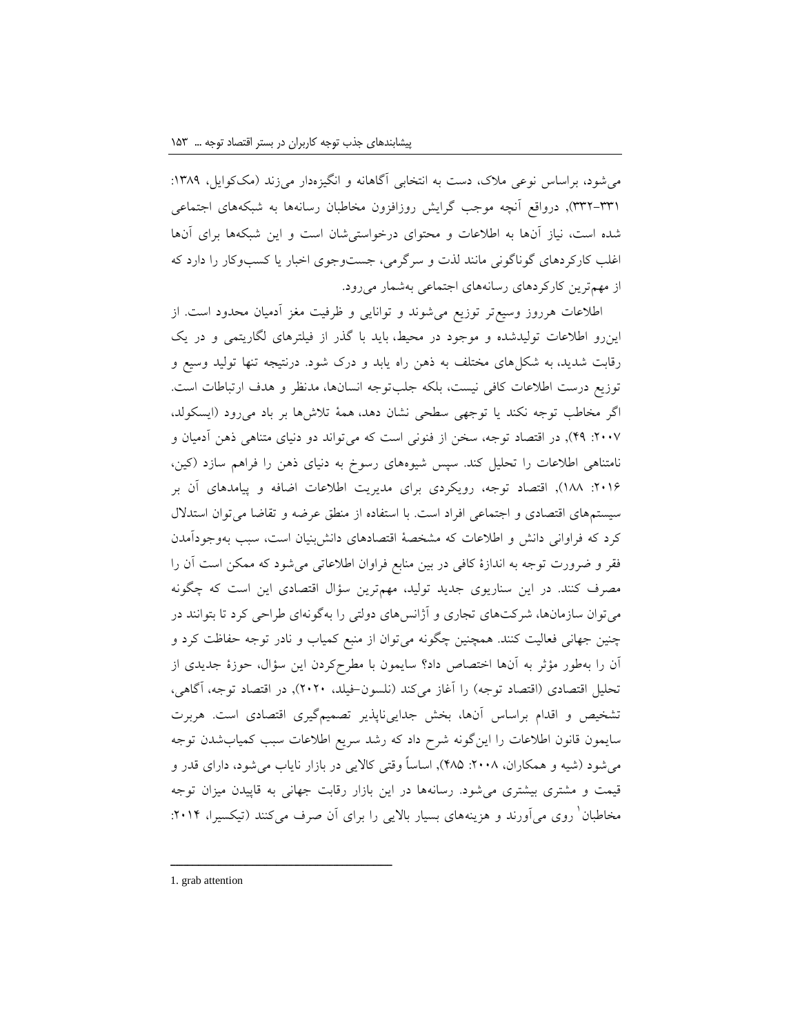می‌شود، براساس نوعی ملاک، دست به انتخابی آگاهانه و انگیزه‌دار می‌زند (مک‌کوایل، ۱۳۸۹: ۳۳۱-۳۳۲)، درواقع آنچه موجب گرایش روزافزون مخاطبان رسانه‌ها به شبکه‌های اجتماعی شده است، نیاز آن‌ها به اطلاعات و محتوای درخواستی‌شان است و این شبکه‌ها برای آن‌ها اغلب کارکردهای گوناگونی مانند لذت و سرگرمی، جست‌وجوی اخبار یا کسب‌وکار را دارد که از مهم‌ترین کارکردهای رسانه‌های اجتماعی به‌شمار می‌رود.

اطلاعات هرروز وسیع‌تر توزیع می‌شوند و توانایی و ظرفیت مغز آدمیان محدود است. از این‌رو اطلاعات تولیدشده و موجود در محیط، باید با گذر از فیلترهای لگاریتمی و در یک رقابت شدید، به شکل‌های مختلف به ذهن راه یابد و درک شود. درنتیجه تنها تولید وسیع و توزیع درست اطلاعات کافی نیست، بلکه جلب‌توجه انسان‌ها، مدنظر و هدف ارتباطات است. اگر مخاطب توجه نکند یا توجهی سطحی نشان دهد، همهٔ تلاش‌ها بر باد می‌رود (ایسکولد، ۲۰۰۷: ۴۹)، در اقتصاد توجه، سخن از فنونی است که می‌تواند دو دنیای متناهی ذهن آدمیان و نامتناهی اطلاعات را تحلیل کند. سپس شیوه‌های رسوخ به دنیای ذهن را فراهم سازد (کین، ۲۰۱۶: ۱۸۸)، اقتصاد توجه، رویکردی برای مدیریت اطلاعات اضافه و پیامدهای آن بر سیستم‌های اقتصادی و اجتماعی افراد است. با استفاده از منطق عرضه و تقاضا می‌توان استدلال کرد که فراوانی دانش و اطلاعات که مشخصهٔ اقتصادهای دانش‌بنیان است، سبب به‌وجودآمدن فقر و ضرورت توجه به اندازهٔ کافی در بین منابع فراوان اطلاعاتی می‌شود که ممکن است آن را مصرف کنند. در این سناریوی جدید تولید، مهم‌ترین سؤال اقتصادی این است که چگونه می‌توان سازمان‌ها، شرکت‌های تجاری و آژانس‌های دولتی را به‌گونه‌ای طراحی کرد تا بتوانند در چنین جهانی فعالیت کنند. همچنین چگونه می‌توان از منبع کمیاب و نادر توجه حفاظت کرد و آن را به‌طور مؤثر به آن‌ها اختصاص داد؟ سایمون با مطرح‌کردن این سؤال، حوزهٔ جدیدی از تحلیل اقتصادی (اقتصاد توجه) را آغاز می‌کند (نلسون-فیلد، ۲۰۲۰)، در اقتصاد توجه، آگاهی، تشخیص و اقدام براساس آن‌ها، بخش جدایی‌ناپذیر تصمیم‌گیری اقتصادی است. هربرت سایمون قانون اطلاعات را این‌گونه شرح داد که رشد سریع اطلاعات سبب کمیاب‌شدن توجه می‌شود (شیه و همکاران، ۲۰۰۸: ۴۸۵)، اساساً وقتی کالایی در بازار نایاب می‌شود، دارای قدر و قیمت و مشتری بیشتری می‌شود. رسانه‌ها در این بازار رقابت جهانی به قاپیدن میزان توجه مخاطبان[1] روی می‌آورند و هزینه‌های بسیار بالایی را برای آن صرف می‌کنند (تیکسیرا، ۲۰۱۴:

---

1. grab attention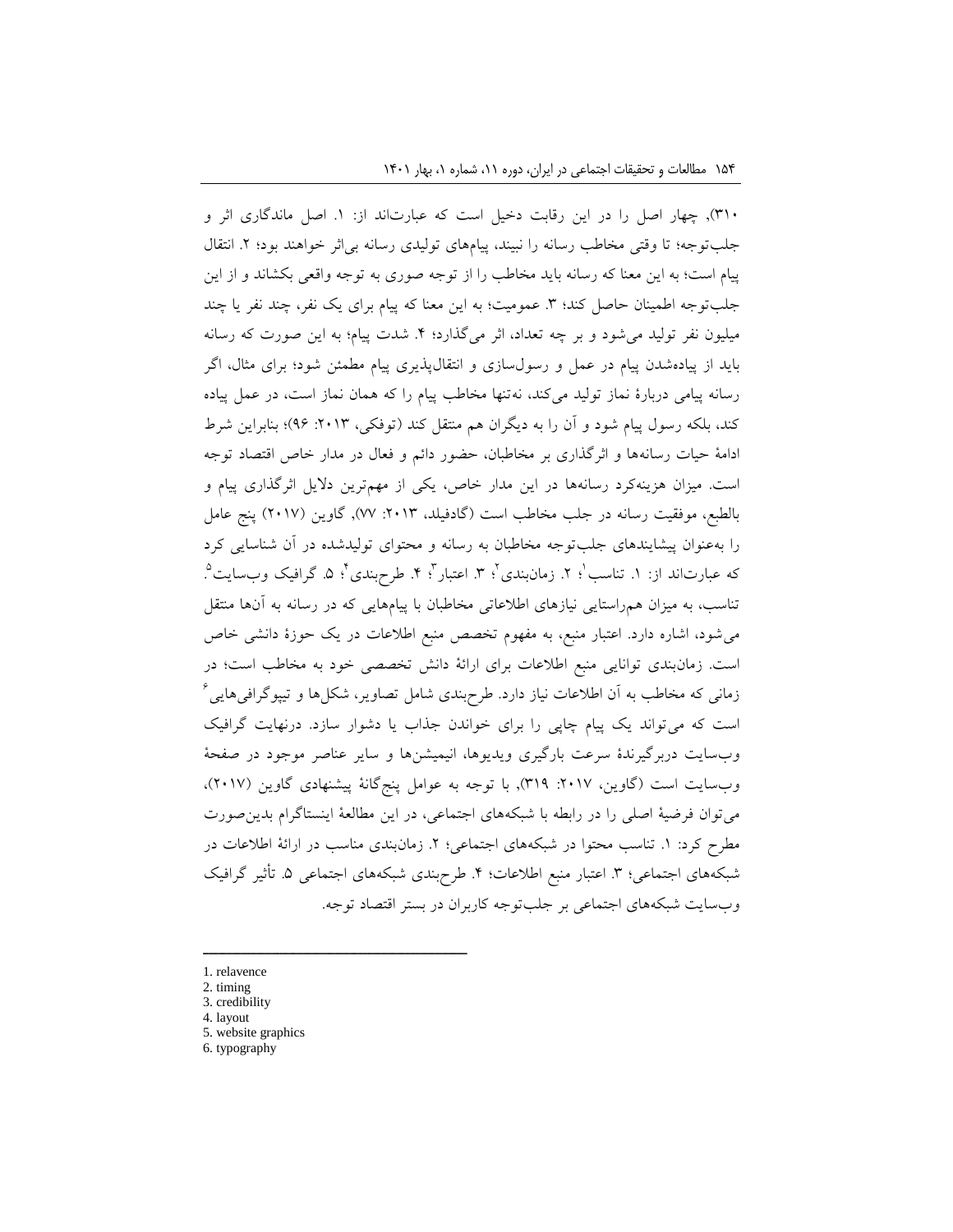۳۱۰), چهار اصل را در این رقابت دخیل است که عبارت‌اند از: ۱. اصل ماندگاری اثر و جلب‌توجه؛ تا وقتی مخاطب رسانه را نبیند، پیام‌های تولیدی رسانه بی‌اثر خواهند بود؛ ۲. انتقال پیام است؛ به این معنا که رسانه باید مخاطب را از توجه صوری به توجه واقعی بکشاند و از این جلب‌توجه اطمینان حاصل کند؛ ۳. عمومیت؛ به این معنا که پیام برای یک نفر، چند نفر یا چند میلیون نفر تولید می‌شود و بر چه تعداد، اثر می‌گذارد؛ ۴. شدت پیام؛ به این صورت که رسانه باید از پیاده‌شدن پیام در عمل و رسول‌سازی و انتقال‌پذیری پیام مطمئن شود؛ برای مثال، اگر رسانه پیامی دربارهٔ نماز تولید می‌کند، نه‌تنها مخاطب پیام را که همان نماز است، در عمل پیاده کند، بلکه رسول پیام شود و آن را به دیگران هم منتقل کند (توفکی، ۲۰۱۳: ۹۶)؛ بنابراین شرط ادامهٔ حیات رسانه‌ها و اثرگذاری بر مخاطبان، حضور دائم و فعال در مدار خاص اقتصاد توجه است. میزان هزینه‌کرد رسانه‌ها در این مدار خاص، یکی از مهم‌ترین دلایل اثرگذاری پیام و بالطبع، موفقیت رسانه در جلب مخاطب است (گادفیلد، ۲۰۱۳: ۷۷), گاوین (۲۰۱۷) پنج عامل را به‌عنوان پیشایندهای جلب‌توجه مخاطبان به رسانه و محتوای تولیدشده در آن شناسایی کرد که عبارت‌اند از: ۱. تناسب[1]؛ ۲. زمان‌بندی[2]؛ ۳. اعتبار[3]؛ ۴. طرح‌بندی[4]؛ ۵. گرافیک وب‌سایت[5]. تناسب، به میزان هم‌راستایی نیازهای اطلاعاتی مخاطبان با پیام‌هایی که در رسانه به آن‌ها منتقل می‌شود، اشاره دارد. اعتبار منبع، به مفهوم تخصص منبع اطلاعات در یک حوزهٔ دانشی خاص است. زمان‌بندی توانایی منبع اطلاعات برای ارائهٔ دانش تخصصی خود به مخاطب است؛ در زمانی که مخاطب به آن اطلاعات نیاز دارد. طرح‌بندی شامل تصاویر، شکل‌ها و تیپوگرافی‌هایی[6] است که می‌تواند یک پیام چاپی را برای خواندن جذاب یا دشوار سازد. درنهایت گرافیک وب‌سایت دربرگیرندهٔ سرعت بارگیری ویدیوها، انیمیشن‌ها و سایر عناصر موجود در صفحهٔ وب‌سایت است (گاوین، ۲۰۱۷: ۳۱۹)، با توجه به عوامل پنج‌گانهٔ پیشنهادی گاوین (۲۰۱۷)، می‌توان فرضیهٔ اصلی را در رابطه با شبکه‌های اجتماعی، در این مطالعهٔ اینستاگرام بدین‌صورت مطرح کرد: ۱. تناسب محتوا در شبکه‌های اجتماعی؛ ۲. زمان‌بندی مناسب در ارائهٔ اطلاعات در شبکه‌های اجتماعی؛ ۳. اعتبار منبع اطلاعات؛ ۴. طرح‌بندی شبکه‌های اجتماعی ۵. تأثیر گرافیک وب‌سایت شبکه‌های اجتماعی بر جلب‌توجه کاربران در بستر اقتصاد توجه.

---

1. relavence
2. timing
3. credibility
4. layout
5. website graphics
6. typography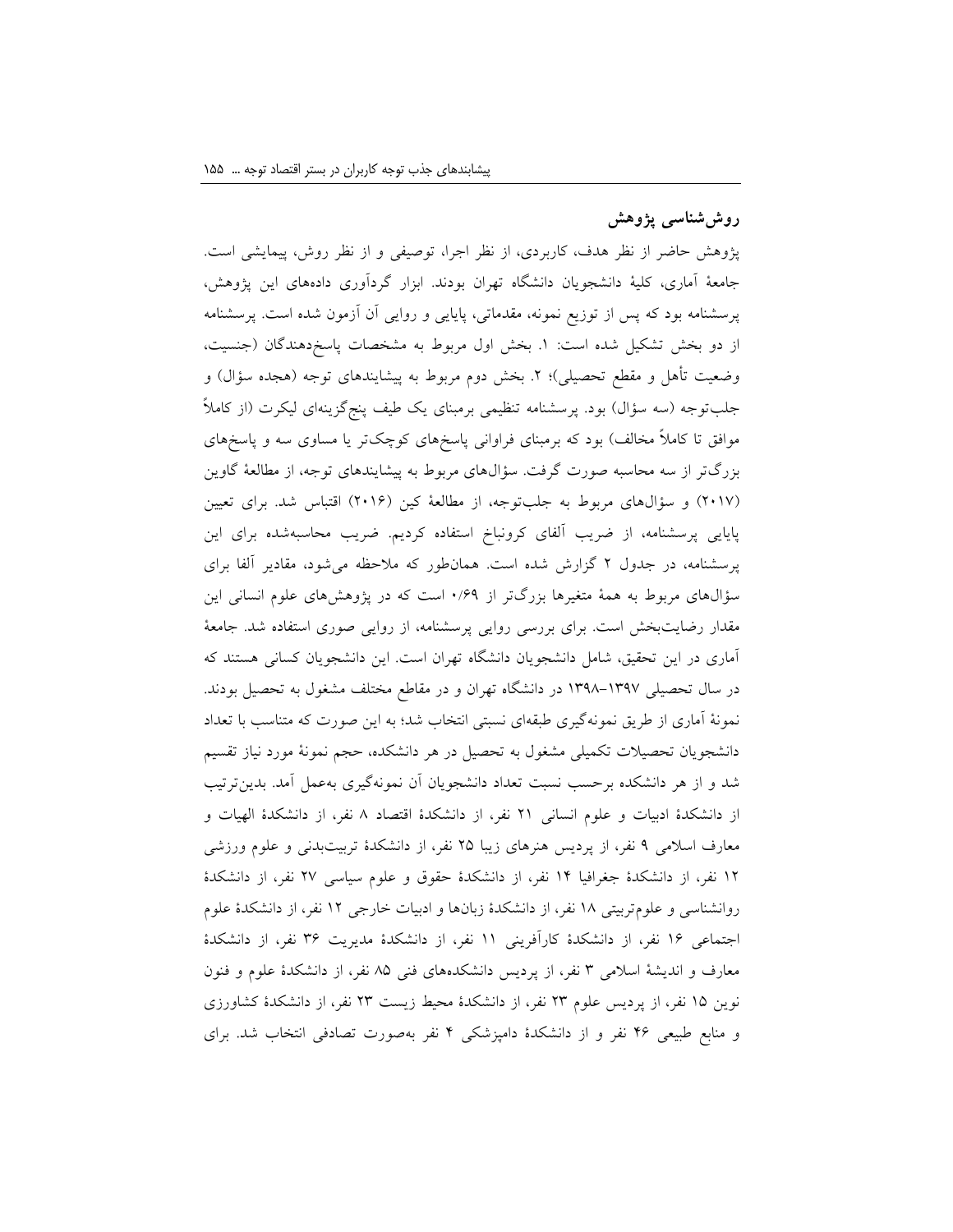## روش‌شناسی پژوهش

پژوهش حاضر از نظر هدف، کاربردی، از نظر اجرا، توصیفی و از نظر روش، پیمایشی است. جامعهٔ آماری، کلیهٔ دانشجویان دانشگاه تهران بودند. ابزار گردآوری داده‌های این پژوهش، پرسشنامه بود که پس از توزیع نمونه، مقدماتی، پایایی و روایی آن آزمون شده است. پرسشنامه از دو بخش تشکیل شده است: ۱. بخش اول مربوط به مشخصات پاسخ‌دهندگان (جنسیت، وضعیت تأهل و مقطع تحصیلی)؛ ۲. بخش دوم مربوط به پیشایندهای توجه (هجده سؤال) و جلب‌توجه (سه سؤال) بود. پرسشنامه تنظیمی برمبنای یک طیف پنج‌گزینه‌ای لیکرت (از کاملاً موافق تا کاملاً مخالف) بود که برمبنای فراوانی پاسخ‌های کوچک‌تر یا مساوی سه و پاسخ‌های بزرگ‌تر از سه محاسبه صورت گرفت. سؤال‌های مربوط به پیشایندهای توجه، از مطالعهٔ گاوین (۲۰۱۷) و سؤال‌های مربوط به جلب‌توجه، از مطالعهٔ کین (۲۰۱۶) اقتباس شد. برای تعیین پایایی پرسشنامه، از ضریب آلفای کرونباخ استفاده کردیم. ضریب محاسبه‌شده برای این پرسشنامه، در جدول ۲ گزارش شده است. همان‌طور که ملاحظه می‌شود، مقادیر آلفا برای سؤال‌های مربوط به همهٔ متغیرها بزرگ‌تر از ۰/۶۹ است که در پژوهش‌های علوم انسانی این مقدار رضایت‌بخش است. برای بررسی روایی پرسشنامه، از روایی صوری استفاده شد. جامعهٔ آماری در این تحقیق، شامل دانشجویان دانشگاه تهران است. این دانشجویان کسانی هستند که در سال تحصیلی ۱۳۹۷–۱۳۹۸ در دانشگاه تهران و در مقاطع مختلف مشغول به تحصیل بودند. نمونهٔ آماری از طریق نمونه‌گیری طبقه‌ای نسبتی انتخاب شد؛ به این صورت که متناسب با تعداد دانشجویان تحصیلات تکمیلی مشغول به تحصیل در هر دانشکده، حجم نمونهٔ مورد نیاز تقسیم شد و از هر دانشکده برحسب نسبت تعداد دانشجویان آن نمونه‌گیری به‌عمل آمد. بدین‌ترتیب از دانشکدهٔ ادبیات و علوم انسانی ۲۱ نفر، از دانشکدهٔ اقتصاد ۸ نفر، از دانشکدهٔ الهیات و معارف اسلامی ۹ نفر، از پردیس هنرهای زیبا ۲۵ نفر، از دانشکدهٔ تربیت‌بدنی و علوم ورزشی ۱۲ نفر، از دانشکدهٔ جغرافیا ۱۴ نفر، از دانشکدهٔ حقوق و علوم سیاسی ۲۷ نفر، از دانشکدهٔ روانشناسی و علوم‌تربیتی ۱۸ نفر، از دانشکدهٔ زبان‌ها و ادبیات خارجی ۱۲ نفر، از دانشکدهٔ علوم اجتماعی ۱۶ نفر، از دانشکدهٔ کارآفرینی ۱۱ نفر، از دانشکدهٔ مدیریت ۳۶ نفر، از دانشکدهٔ معارف و اندیشهٔ اسلامی ۳ نفر، از پردیس دانشکده‌های فنی ۸۵ نفر، از دانشکدهٔ علوم و فنون نوین ۱۵ نفر، از پردیس علوم ۲۳ نفر، از دانشکدهٔ محیط زیست ۲۳ نفر، از دانشکدهٔ کشاورزی و منابع طبیعی ۴۶ نفر و از دانشکدهٔ دامپزشکی ۴ نفر به‌صورت تصادفی انتخاب شد. برای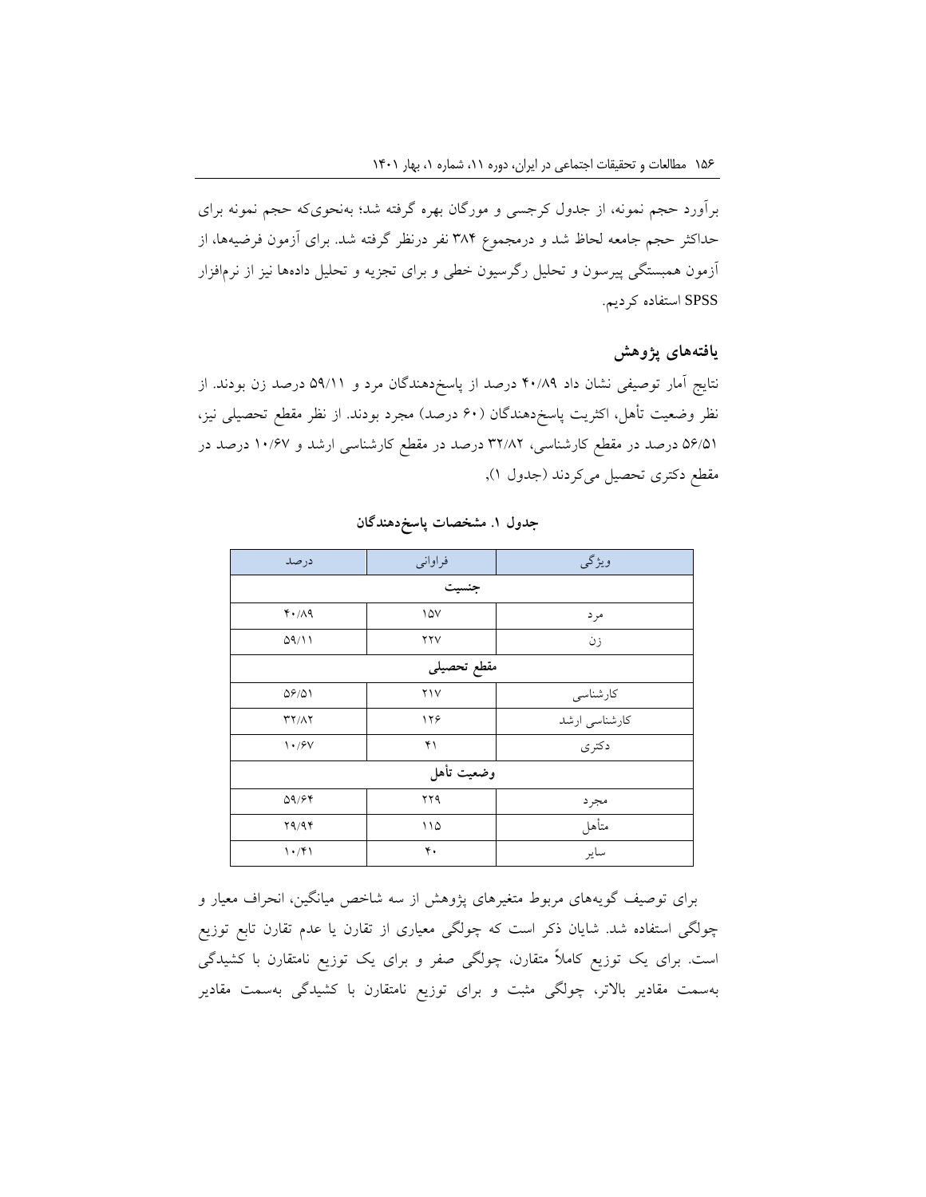برآورد حجم نمونه، از جدول کرجسی و مورگان بهره گرفته شد؛ به‌نحوی‌که حجم نمونه برای حداکثر حجم جامعه لحاظ شد و درمجموع ۳۸۴ نفر درنظر گرفته شد. برای آزمون فرضیه‌ها، از آزمون همبستگی پیرسون و تحلیل رگرسیون خطی و برای تجزیه و تحلیل داده‌ها نیز از نرم‌افزار SPSS استفاده کردیم.

## یافته‌های پژوهش

نتایج آمار توصیفی نشان داد ۴۰/۸۹ درصد از پاسخ‌دهندگان مرد و ۵۹/۱۱ درصد زن بودند. از نظر وضعیت تأهل، اکثریت پاسخ‌دهندگان (۶۰ درصد) مجرد بودند. از نظر مقطع تحصیلی نیز، ۵۶/۵۱ درصد در مقطع کارشناسی، ۳۲/۸۲ درصد در مقطع کارشناسی ارشد و ۱۰/۶۷ درصد در مقطع دکتری تحصیل می‌کردند (جدول ۱).

**جدول ۱. مشخصات پاسخ‌دهندگان**

| ویژگی | فراوانی | درصد |
|---|---|---|
| **جنسیت** | | |
| مرد | ۱۵۷ | ۴۰/۸۹ |
| زن | ۲۲۷ | ۵۹/۱۱ |
| **مقطع تحصیلی** | | |
| کارشناسی | ۲۱۷ | ۵۶/۵۱ |
| کارشناسی ارشد | ۱۲۶ | ۳۲/۸۲ |
| دکتری | ۴۱ | ۱۰/۶۷ |
| **وضعیت تأهل** | | |
| مجرد | ۲۲۹ | ۵۹/۶۴ |
| متأهل | ۱۱۵ | ۲۹/۹۴ |
| سایر | ۴۰ | ۱۰/۴۱ |

برای توصیف گویه‌های مربوط متغیرهای پژوهش از سه شاخص میانگین، انحراف معیار و چولگی استفاده شد. شایان ذکر است که چولگی معیاری از تقارن یا عدم تقارن تابع توزیع است. برای یک توزیع کاملاً متقارن، چولگی صفر و برای یک توزیع نامتقارن با کشیدگی به‌سمت مقادیر بالاتر، چولگی مثبت و برای توزیع نامتقارن با کشیدگی به‌سمت مقادیر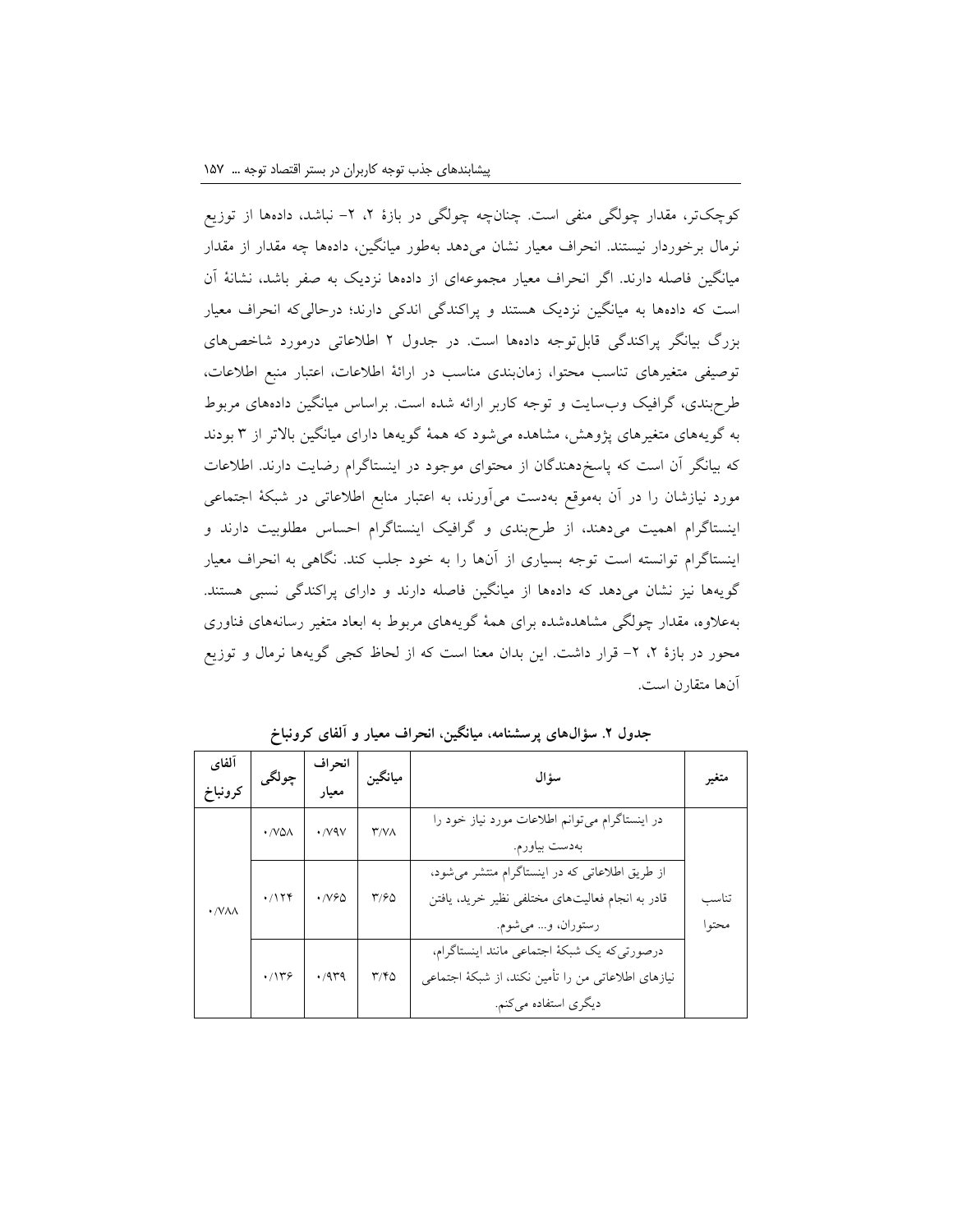کوچک‌تر، مقدار چولگی منفی است. چنان‌چه چولگی در بازهٔ ۲، ۲- نباشد، داده‌ها از توزیع نرمال برخوردار نیستند. انحراف معیار نشان می‌دهد به‌طور میانگین، داده‌ها چه مقدار از مقدار میانگین فاصله دارند. اگر انحراف معیار مجموعه‌ای از داده‌ها نزدیک به صفر باشد، نشانهٔ آن است که داده‌ها به میانگین نزدیک هستند و پراکندگی اندکی دارند؛ درحالی‌که انحراف معیار بزرگ بیانگر پراکندگی قابل‌توجه داده‌ها است. در جدول ۲ اطلاعاتی درمورد شاخص‌های توصیفی متغیرهای تناسب محتوا، زمان‌بندی مناسب در ارائهٔ اطلاعات، اعتبار منبع اطلاعات، طرح‌بندی، گرافیک وب‌سایت و توجه کاربر ارائه شده است. براساس میانگین داده‌های مربوط به گویه‌های متغیرهای پژوهش، مشاهده می‌شود که همهٔ گویه‌ها دارای میانگین بالاتر از ۳ بودند که بیانگر آن است که پاسخ‌دهندگان از محتوای موجود در اینستاگرام رضایت دارند. اطلاعات مورد نیازشان را در آن به‌موقع به‌دست می‌آورند، به اعتبار منابع اطلاعاتی در شبکهٔ اجتماعی اینستاگرام اهمیت می‌دهند، از طرح‌بندی و گرافیک اینستاگرام احساس مطلوبیت دارند و اینستاگرام توانسته است توجه بسیاری از آن‌ها را به خود جلب کند. نگاهی به انحراف معیار گویه‌ها نیز نشان می‌دهد که داده‌ها از میانگین فاصله دارند و دارای پراکندگی نسبی هستند. به‌علاوه، مقدار چولگی مشاهده‌شده برای همهٔ گویه‌های مربوط به ابعاد متغیر رسانه‌های فناوری محور در بازهٔ ۲، ۲- قرار داشت. این بدان معنا است که از لحاظ کجی گویه‌ها نرمال و توزیع آن‌ها متقارن است.

**جدول ۲. سؤال‌های پرسشنامه، میانگین، انحراف معیار و آلفای کرونباخ**

| متغیر | سؤال | میانگین | انحراف معیار | چولگی | آلفای کرونباخ |
|---|---|---|---|---|---|
| تناسب محتوا | در اینستاگرام می‌توانم اطلاعات مورد نیاز خود را به‌دست بیاورم. | ۳/۷۸ | ۰/۷۹۷ | ۰/۷۵۸ | ۰/۷۸۸ |
| | از طریق اطلاعاتی که در اینستاگرام منتشر می‌شود، قادر به انجام فعالیت‌های مختلفی نظیر خرید، یافتن رستوران، و... می‌شوم. | ۳/۶۵ | ۰/۷۶۵ | ۰/۱۲۴ | |
| | درصورتی‌که یک شبکهٔ اجتماعی مانند اینستاگرام، نیازهای اطلاعاتی من را تأمین نکند، از شبکهٔ اجتماعی دیگری استفاده می‌کنم. | ۳/۴۵ | ۰/۹۳۹ | ۰/۱۳۶ | |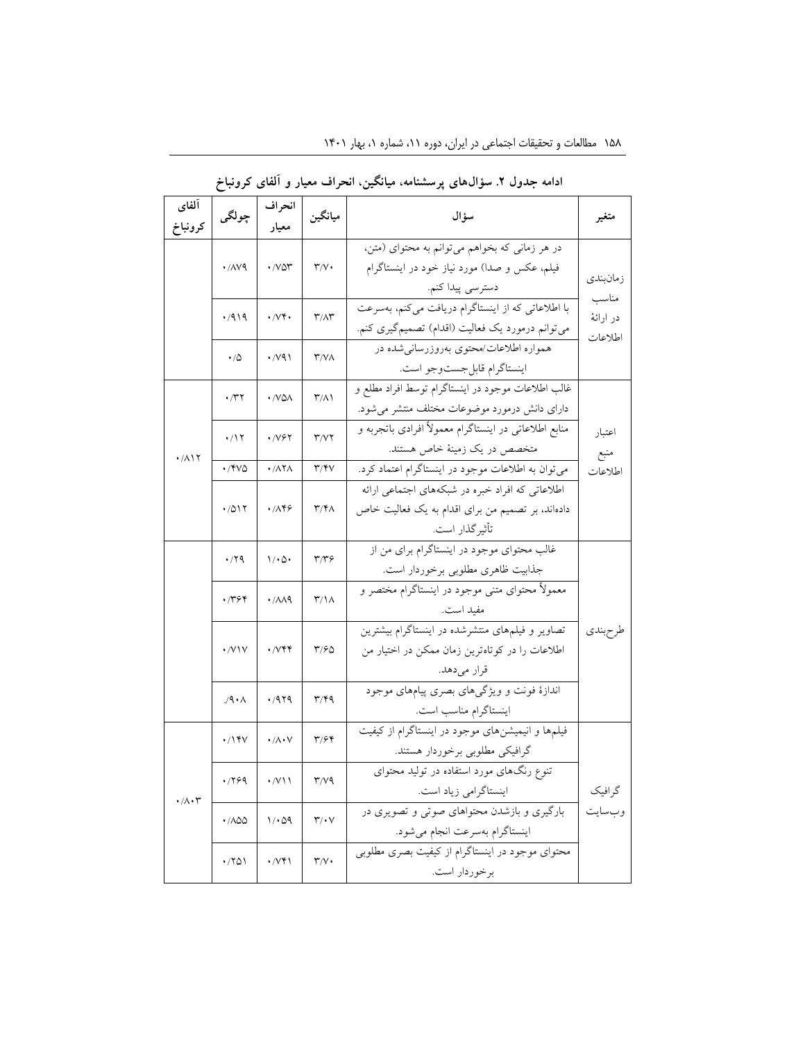**ادامه جدول ۲. سؤال‌های پرسشنامه، میانگین، انحراف معیار و آلفای کرونباخ**

| متغیر | سؤال | میانگین | انحراف معیار | چولگی | آلفای کرونباخ |
|---|---|---|---|---|---|
| زمان‌بندی مناسب در ارائهٔ اطلاعات | در هر زمانی که بخواهم می‌توانم به محتوای (متن، فیلم، عکس و صدا) مورد نیاز خود در اینستاگرام دسترسی پیدا کنم. | ۳/۷۰ | ۰/۷۵۳ | ۰/۸۷۹ | |
| | با اطلاعاتی که از اینستاگرام دریافت می‌کنم، به‌سرعت می‌توانم درمورد یک فعالیت (اقدام) تصمیم‌گیری کنم. | ۳/۸۳ | ۰/۷۴۰ | ۰/۹۱۹ | |
| | همواره اطلاعات/محتوی به‌روزرسانی‌شده در اینستاگرام قابل‌جست‌وجو است. | ۳/۷۸ | ۰/۷۹۱ | ۰/۵ | |
| اعتبار منبع اطلاعات | غالب اطلاعات موجود در اینستاگرام توسط افراد مطلع و دارای دانش درمورد موضوعات مختلف منتشر می‌شود. | ۳/۸۱ | ۰/۷۵۸ | ۰/۳۲ | ۰/۸۱۲ |
| | منابع اطلاعاتی در اینستاگرام معمولاً افرادی باتجربه و متخصص در یک زمینهٔ خاص هستند. | ۳/۷۲ | ۰/۷۶۲ | ۰/۱۲ | |
| | می‌توان به اطلاعات موجود در اینستاگرام اعتماد کرد. | ۳/۴۷ | ۰/۸۲۸ | ۰/۴۷۵ | |
| | اطلاعاتی که افراد خبره در شبکه‌های اجتماعی ارائه داده‌اند، بر تصمیم من برای اقدام به یک فعالیت خاص تأثیرگذار است. | ۳/۴۸ | ۰/۸۴۶ | ۰/۵۱۲ | |
| طرح‌بندی | غالب محتوای موجود در اینستاگرام برای من از جذابیت ظاهری مطلوبی برخوردار است. | ۳/۳۶ | ۱/۰۵۰ | ۰/۲۹ | |
| | معمولاً محتوای متنی موجود در اینستاگرام مختصر و مفید است. | ۳/۱۸ | ۰/۸۸۹ | ۰/۳۶۴ | |
| | تصاویر و فیلم‌های منتشرشده در اینستاگرام بیشترین اطلاعات را در کوتاه‌ترین زمان ممکن در اختیار من قرار می‌دهد. | ۳/۶۵ | ۰/۷۴۴ | ۰/۷۱۷ | |
| | اندازهٔ فونت و ویژگی‌های بصری پیام‌های موجود اینستاگرام مناسب است. | ۳/۴۹ | ۰/۹۲۹ | ۰/۹۰۸ | |
| گرافیک وب‌سایت | فیلم‌ها و انیمیشن‌های موجود در اینستاگرام از کیفیت گرافیکی مطلوبی برخوردار هستند. | ۳/۶۴ | ۰/۸۰۷ | ۰/۱۴۷ | ۰/۸۰۳ |
| | تنوع رنگ‌های مورد استفاده در تولید محتوای اینستاگرامی زیاد است. | ۳/۷۹ | ۰/۷۱۱ | ۰/۲۶۹ | |
| | بارگیری و بازشدن محتواهای صوتی و تصویری در اینستاگرام به‌سرعت انجام می‌شود. | ۳/۰۷ | ۱/۰۵۹ | ۰/۸۵۵ | |
| | محتوای موجود در اینستاگرام از کیفیت بصری مطلوبی برخوردار است. | ۳/۷۰ | ۰/۷۴۱ | ۰/۲۵۱ | |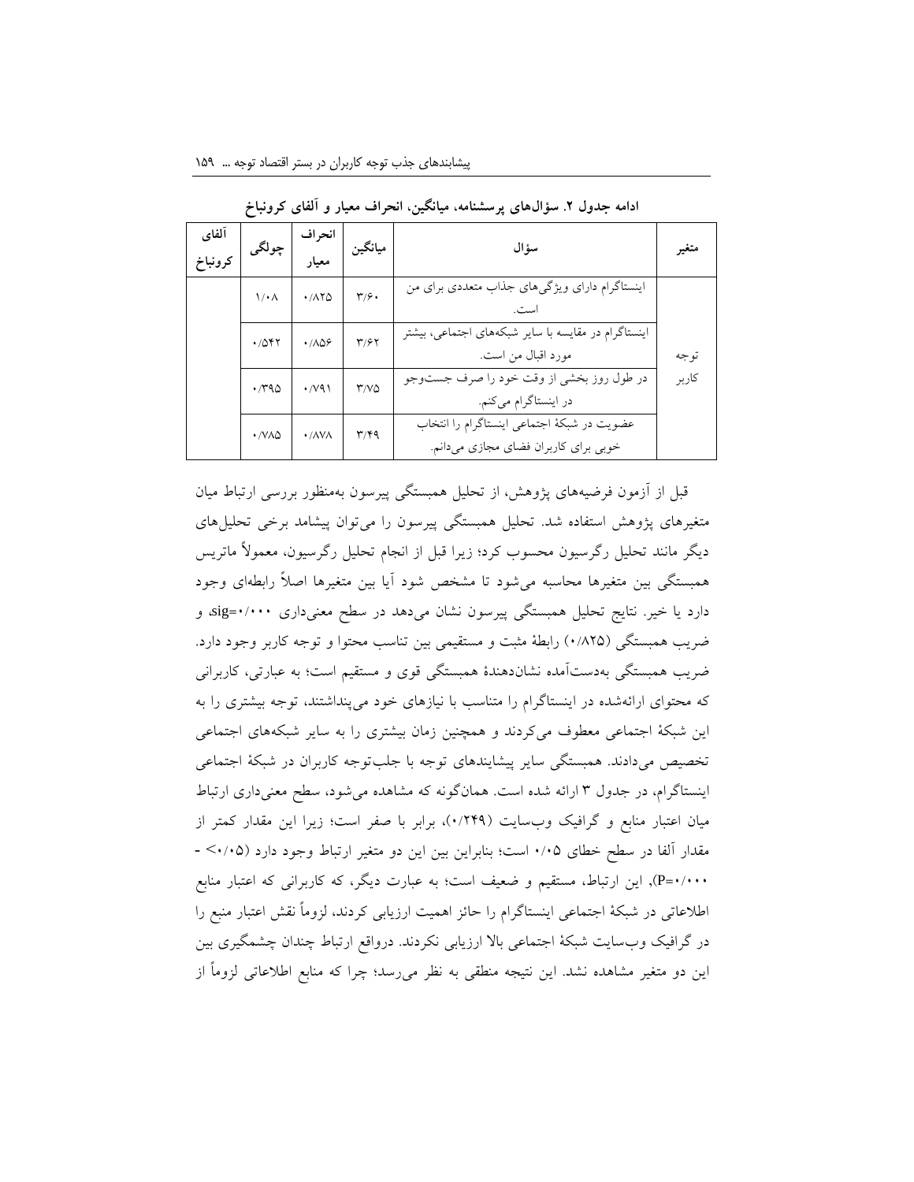**ادامه جدول ۲. سؤال‌های پرسشنامه، میانگین، انحراف معیار و آلفای کرونباخ**

| متغیر | سؤال | میانگین | انحراف معیار | چولگی | آلفای کرونباخ |
|---|---|---|---|---|---|
| توجه کاربر | اینستاگرام دارای ویژگی‌های جذاب متعددی برای من است. | ۳/۶۰ | ۰/۸۲۵ | ۱/۰۸ | |
| | اینستاگرام در مقایسه با سایر شبکه‌های اجتماعی، بیشتر مورد اقبال من است. | ۳/۶۲ | ۰/۸۵۶ | ۰/۵۴۲ | |
| | در طول روز بخشی از وقت خود را صرف جست‌وجو در اینستاگرام می‌کنم. | ۳/۷۵ | ۰/۷۹۱ | ۰/۳۹۵ | |
| | عضویت در شبکهٔ اجتماعی اینستاگرام را انتخاب خوبی برای کاربران فضای مجازی می‌دانم. | ۳/۴۹ | ۰/۸۷۸ | ۰/۷۸۵ | |

قبل از آزمون فرضیه‌های پژوهش، از تحلیل همبستگی پیرسون به‌منظور بررسی ارتباط میان متغیرهای پژوهش استفاده شد. تحلیل همبستگی پیرسون را می‌توان پیشامد برخی تحلیل‌های دیگر مانند تحلیل رگرسیون محسوب کرد؛ زیرا قبل از انجام تحلیل رگرسیون، معمولاً ماتریس همبستگی بین متغیرها محاسبه می‌شود تا مشخص شود آیا بین متغیرها اصلاً رابطه‌ای وجود دارد یا خیر. نتایج تحلیل همبستگی پیرسون نشان می‌دهد در سطح معنی‌داری sig=۰/۰۰۰، و ضریب همبستگی (۰/۸۲۵) رابطهٔ مثبت و مستقیمی بین تناسب محتوا و توجه کاربر وجود دارد. ضریب همبستگی به‌دست‌آمده نشان‌دهندهٔ همبستگی قوی و مستقیم است؛ به عبارتی، کاربرانی که محتوای ارائه‌شده در اینستاگرام را متناسب با نیازهای خود می‌پنداشتند، توجه بیشتری را به این شبکهٔ اجتماعی معطوف می‌کردند و همچنین زمان بیشتری را به سایر شبکه‌های اجتماعی تخصیص می‌دادند. همبستگی سایر پیشایندهای توجه با جلب‌توجه کاربران در شبکهٔ اجتماعی اینستاگرام، در جدول ۳ ارائه شده است. همان‌گونه که مشاهده می‌شود، سطح معنی‌داری ارتباط میان اعتبار منابع و گرافیک وب‌سایت (۰/۲۴۹)، برابر با صفر است؛ زیرا این مقدار کمتر از مقدار آلفا در سطح خطای ۰/۰۵ است؛ بنابراین بین این دو متغیر ارتباط وجود دارد (۰/۰۵> - P=۰/۰۰۰)، این ارتباط، مستقیم و ضعیف است؛ به عبارت دیگر، که کاربرانی که اعتبار منابع اطلاعاتی در شبکهٔ اجتماعی اینستاگرام را حائز اهمیت ارزیابی کردند، لزوماً نقش اعتبار منبع را در گرافیک وب‌سایت شبکهٔ اجتماعی بالا ارزیابی نکردند. درواقع ارتباط چندان چشمگیری بین این دو متغیر مشاهده نشد. این نتیجه منطقی به نظر می‌رسد؛ چرا که منابع اطلاعاتی لزوماً از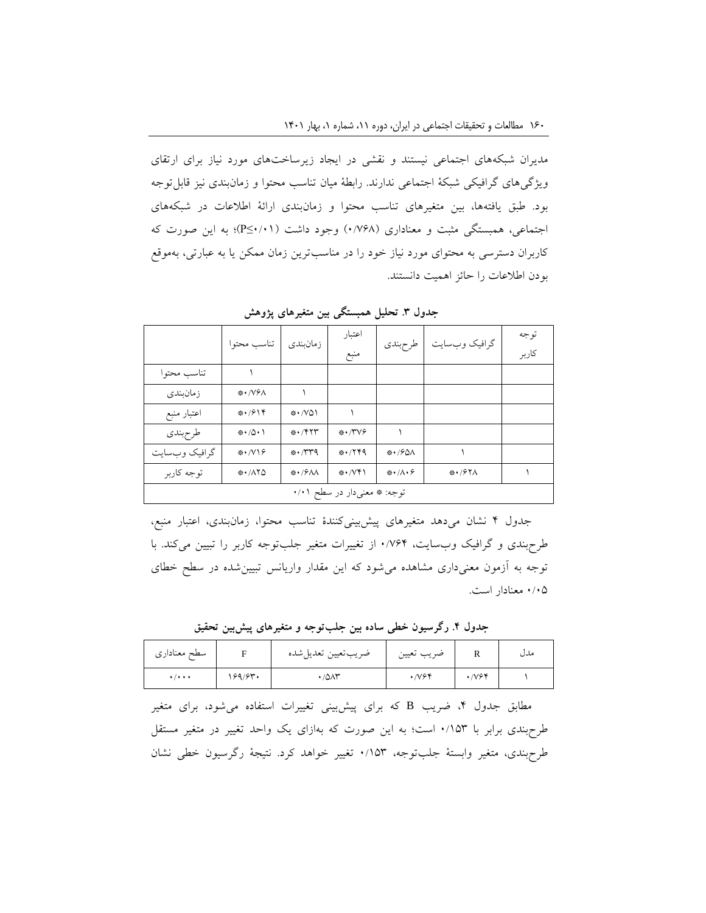مدیران شبکه‌های اجتماعی نیستند و نقشی در ایجاد زیرساخت‌های مورد نیاز برای ارتقای ویژگی‌های گرافیکی شبکهٔ اجتماعی ندارند. رابطهٔ میان تناسب محتوا و زمان‌بندی نیز قابل‌توجه بود. طبق یافته‌ها، بین متغیرهای تناسب محتوا و زمان‌بندی ارائهٔ اطلاعات در شبکه‌های اجتماعی، همبستگی مثبت و معناداری (۰/۷۶۸) وجود داشت ($P \leq ۰/۰۱$)؛ به این صورت که کاربران دسترسی به محتوای مورد نیاز خود را در مناسب‌ترین زمان ممکن یا به عبارتی، به‌موقع بودن اطلاعات را حائز اهمیت دانستند.

**جدول ۳. تحلیل همبستگی بین متغیرهای پژوهش**

| | تناسب محتوا | زمان‌بندی | اعتبار منبع | طرح‌بندی | گرافیک وب‌سایت | توجه کاربر |
|---|---|---|---|---|---|---|
| تناسب محتوا | ۱ | | | | | |
| زمان‌بندی | *۰/۷۶۸ | ۱ | | | | |
| اعتبار منبع | *۰/۶۱۴ | *۰/۷۵۱ | ۱ | | | |
| طرح‌بندی | *۰/۵۰۱ | *۰/۴۲۳ | *۰/۳۷۶ | ۱ | | |
| گرافیک وب‌سایت | *۰/۷۱۶ | *۰/۳۳۹ | *۰/۲۴۹ | *۰/۶۵۸ | ۱ | |
| توجه کاربر | *۰/۸۲۵ | *۰/۶۸۸ | *۰/۷۴۱ | *۰/۸۰۶ | *۰/۶۲۸ | ۱ |
| توجه: * معنی‌دار در سطح ۰/۰۱ | | | | | | |

جدول ۴ نشان می‌دهد متغیرهای پیش‌بینی‌کنندهٔ تناسب محتوا، زمان‌بندی، اعتبار منبع، طرح‌بندی و گرافیک وب‌سایت، ۰/۷۶۴ از تغییرات متغیر جلب‌توجه کاربر را تبیین می‌کند. با توجه به آزمون معنی‌داری مشاهده می‌شود که این مقدار واریانس تبیین‌شده در سطح خطای ۰/۰۵ معنادار است.

**جدول ۴. رگرسیون خطی ساده بین جلب‌توجه و متغیرهای پیش‌بین تحقیق**

| مدل | R | ضریب تعیین | ضریب‌تعیین تعدیل‌شده | F | سطح معناداری |
|---|---|---|---|---|---|
| ۱ | ۰/۷۶۴ | ۰/۷۶۴ | ۰/۵۸۳ | ۱۶۹/۶۳۰ | ۰/۰۰۰ |

مطابق جدول ۴، ضریب B که برای پیش‌بینی تغییرات استفاده می‌شود، برای متغیر طرح‌بندی برابر با ۰/۱۵۳ است؛ به این صورت که به‌ازای یک واحد تغییر در متغیر مستقل طرح‌بندی، متغیر وابستهٔ جلب‌توجه، ۰/۱۵۳ تغییر خواهد کرد. نتیجهٔ رگرسیون خطی نشان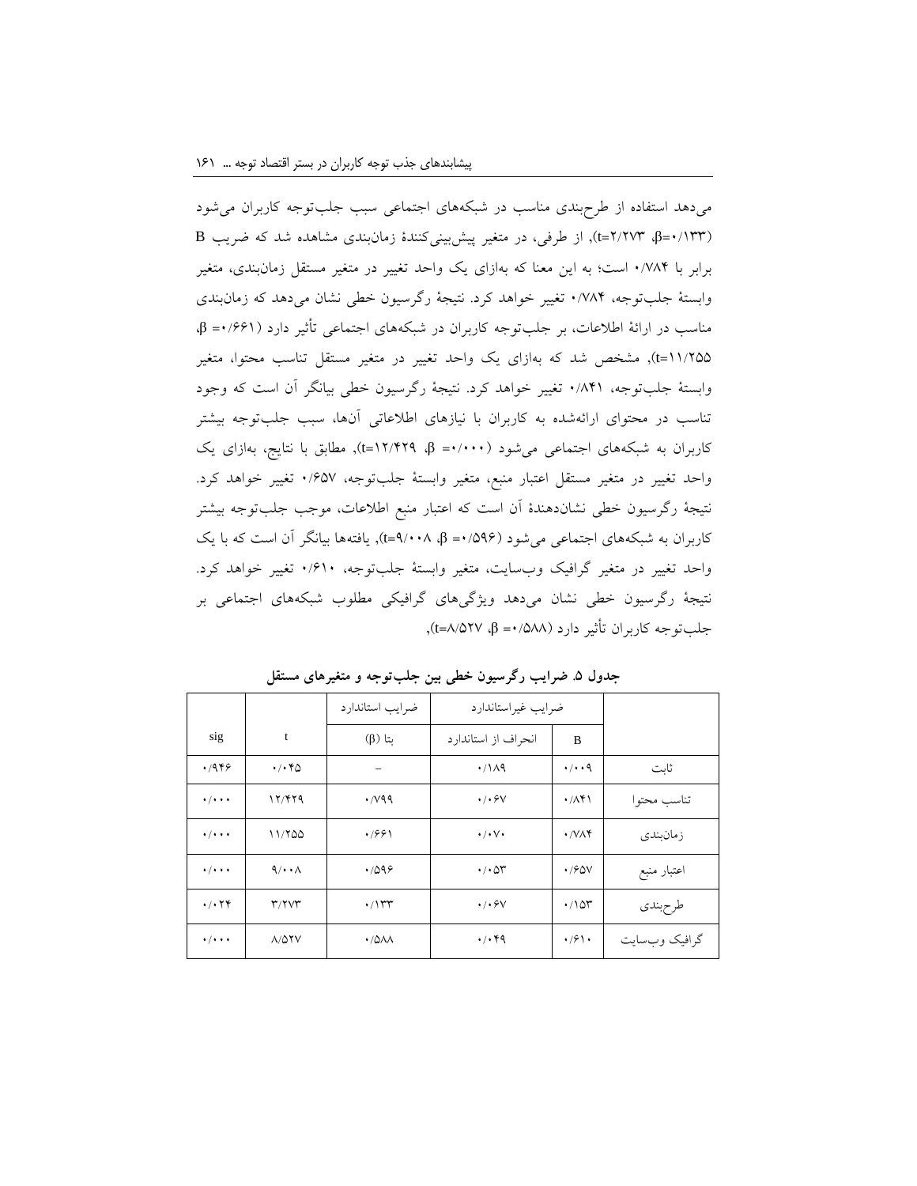می‌دهد استفاده از طرح‌بندی مناسب در شبکه‌های اجتماعی سبب جلب‌توجه کاربران می‌شود (β=۰/۱۳۳، t=۲/۲۷۳)، از طرفی، در متغیر پیش‌بینی‌کنندهٔ زمان‌بندی مشاهده شد که ضریب B برابر با ۰/۷۸۴ است؛ به این معنا که به‌ازای یک واحد تغییر در متغیر مستقل زمان‌بندی، متغیر وابستهٔ جلب‌توجه، ۰/۷۸۴ تغییر خواهد کرد. نتیجهٔ رگرسیون خطی نشان می‌دهد که زمان‌بندی مناسب در ارائهٔ اطلاعات، بر جلب‌توجه کاربران در شبکه‌های اجتماعی تأثیر دارد (β= ۰/۶۶۱، t=۱۱/۲۵۵)، مشخص شد که به‌ازای یک واحد تغییر در متغیر مستقل تناسب محتوا، متغیر وابستهٔ جلب‌توجه، ۰/۸۴۱ تغییر خواهد کرد. نتیجهٔ رگرسیون خطی بیانگر آن است که وجود تناسب در محتوای ارائه‌شده به کاربران با نیازهای اطلاعاتی آن‌ها، سبب جلب‌توجه بیشتر کاربران به شبکه‌های اجتماعی می‌شود (β= ۰/۰۰۰، t=۱۲/۴۲۹)، مطابق با نتایج، به‌ازای یک واحد تغییر در متغیر مستقل اعتبار منبع، متغیر وابستهٔ جلب‌توجه، ۰/۶۵۷ تغییر خواهد کرد. نتیجهٔ رگرسیون خطی نشان‌دهندهٔ آن است که اعتبار منبع اطلاعات، موجب جلب‌توجه بیشتر کاربران به شبکه‌های اجتماعی می‌شود (β= ۰/۵۹۶، t=۹/۰۰۸)، یافته‌ها بیانگر آن است که با یک واحد تغییر در متغیر گرافیک وب‌سایت، متغیر وابستهٔ جلب‌توجه، ۰/۶۱۰ تغییر خواهد کرد. نتیجهٔ رگرسیون خطی نشان می‌دهد ویژگی‌های گرافیکی مطلوب شبکه‌های اجتماعی بر جلب‌توجه کاربران تأثیر دارد (β= ۰/۵۸۸، t=۸/۵۲۷).

**جدول ۵. ضرایب رگرسیون خطی بین جلب‌توجه و متغیرهای مستقل**

| | ضرایب غیراستاندارد | | ضرایب استاندارد | | |
|---|---|---|---|---|---|
| | B | انحراف از استاندارد | بتا (β) | t | sig |
| ثابت | ۰/۰۰۹ | ۰/۱۸۹ | – | ۰/۰۴۵ | ۰/۹۴۶ |
| تناسب محتوا | ۰/۸۴۱ | ۰/۰۶۷ | ۰/۷۹۹ | ۱۲/۴۲۹ | ۰/۰۰۰ |
| زمان‌بندی | ۰/۷۸۴ | ۰/۰۷۰ | ۰/۶۶۱ | ۱۱/۲۵۵ | ۰/۰۰۰ |
| اعتبار منبع | ۰/۶۵۷ | ۰/۰۵۳ | ۰/۵۹۶ | ۹/۰۰۸ | ۰/۰۰۰ |
| طرح‌بندی | ۰/۱۵۳ | ۰/۰۶۷ | ۰/۱۳۳ | ۳/۲۷۳ | ۰/۰۲۴ |
| گرافیک وب‌سایت | ۰/۶۱۰ | ۰/۰۴۹ | ۰/۵۸۸ | ۸/۵۲۷ | ۰/۰۰۰ |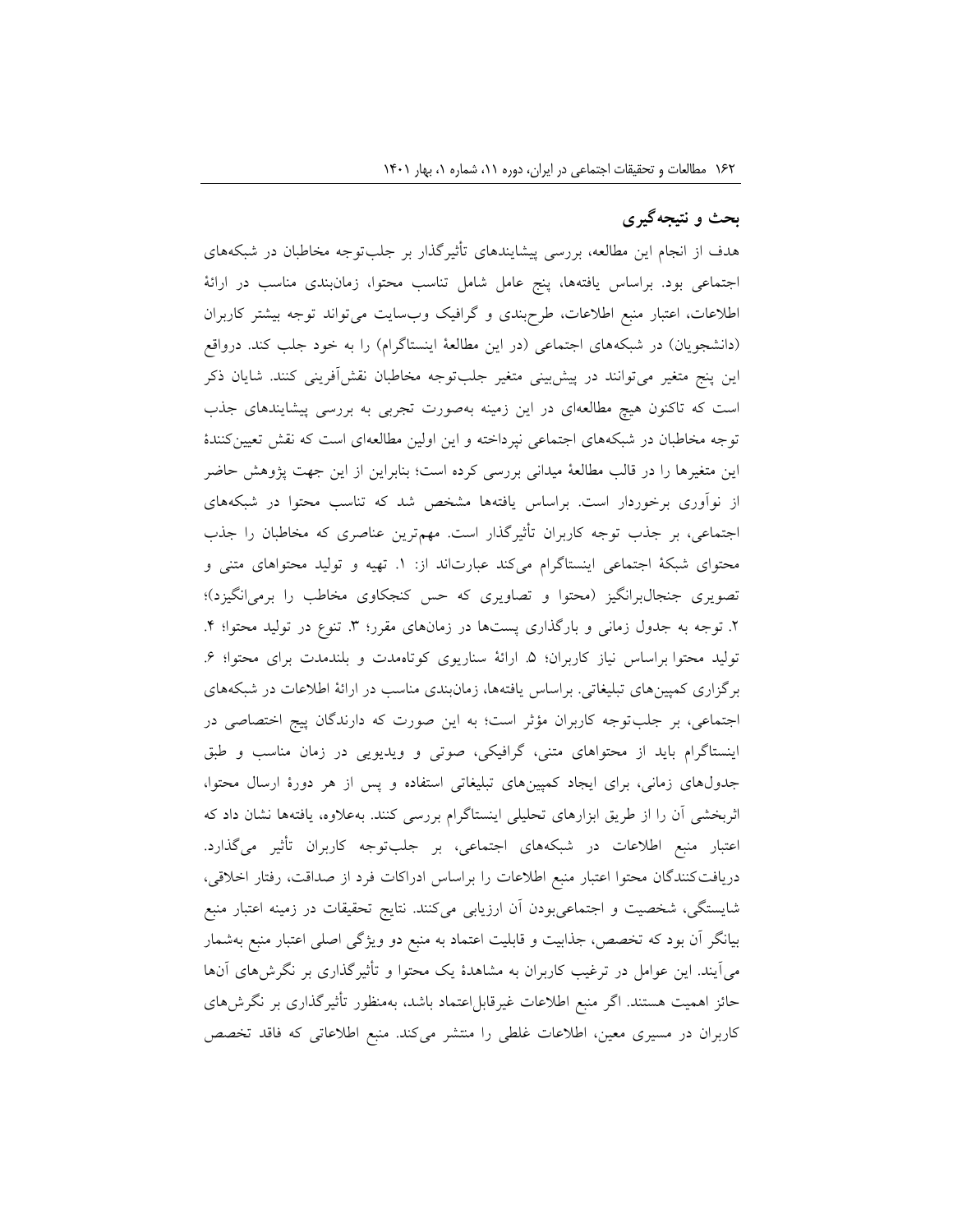## بحث و نتیجه‌گیری

هدف از انجام این مطالعه، بررسی پیشایندهای تأثیرگذار بر جلب‌توجه مخاطبان در شبکه‌های اجتماعی بود. براساس یافته‌ها، پنج عامل شامل تناسب محتوا، زمان‌بندی مناسب در ارائهٔ اطلاعات، اعتبار منبع اطلاعات، طرح‌بندی و گرافیک وب‌سایت می‌تواند توجه بیشتر کاربران (دانشجویان) در شبکه‌های اجتماعی (در این مطالعهٔ اینستاگرام) را به خود جلب کند. درواقع این پنج متغیر می‌توانند در پیش‌بینی متغیر جلب‌توجه مخاطبان نقش‌آفرینی کنند. شایان ذکر است که تاکنون هیچ مطالعه‌ای در این زمینه به‌صورت تجربی به بررسی پیشایندهای جذب توجه مخاطبان در شبکه‌های اجتماعی نپرداخته و این اولین مطالعه‌ای است که نقش تعیین‌کنندهٔ این متغیرها را در قالب مطالعهٔ میدانی بررسی کرده است؛ بنابراین از این جهت پژوهش حاضر از نوآوری برخوردار است. براساس یافته‌ها مشخص شد که تناسب محتوا در شبکه‌های اجتماعی، بر جذب توجه کاربران تأثیرگذار است. مهم‌ترین عناصری که مخاطبان را جذب محتوای شبکهٔ اجتماعی اینستاگرام می‌کند عبارت‌اند از: ۱. تهیه و تولید محتواهای متنی و تصویری جنجال‌برانگیز (محتوا و تصاویری که حس کنجکاوی مخاطب را برمی‌انگیزد)؛ ۲. توجه به جدول زمانی و بارگذاری پست‌ها در زمان‌های مقرر؛ ۳. تنوع در تولید محتوا؛ ۴. تولید محتوا براساس نیاز کاربران؛ ۵. ارائهٔ سناریوی کوتاه‌مدت و بلندمدت برای محتوا؛ ۶. برگزاری کمپین‌های تبلیغاتی. براساس یافته‌ها، زمان‌بندی مناسب در ارائهٔ اطلاعات در شبکه‌های اجتماعی، بر جلب‌توجه کاربران مؤثر است؛ به این صورت که دارندگان پیج اختصاصی در اینستاگرام باید از محتواهای متنی، گرافیکی، صوتی و ویدیویی در زمان مناسب و طبق جدول‌های زمانی، برای ایجاد کمپین‌های تبلیغاتی استفاده و پس از هر دورهٔ ارسال محتوا، اثربخشی آن را از طریق ابزارهای تحلیلی اینستاگرام بررسی کنند. به‌علاوه، یافته‌ها نشان داد که اعتبار منبع اطلاعات در شبکه‌های اجتماعی، بر جلب‌توجه کاربران تأثیر می‌گذارد. دریافت‌کنندگان محتوا اعتبار منبع اطلاعات را براساس ادراکات فرد از صداقت، رفتار اخلاقی، شایستگی، شخصیت و اجتماعی‌بودن آن ارزیابی می‌کنند. نتایج تحقیقات در زمینه اعتبار منبع بیانگر آن بود که تخصص، جذابیت و قابلیت اعتماد به منبع دو ویژگی اصلی اعتبار منبع به‌شمار می‌آیند. این عوامل در ترغیب کاربران به مشاهدهٔ یک محتوا و تأثیرگذاری بر نگرش‌های آن‌ها حائز اهمیت هستند. اگر منبع اطلاعات غیرقابل‌اعتماد باشد، به‌منظور تأثیرگذاری بر نگرش‌های کاربران در مسیری معین، اطلاعات غلطی را منتشر می‌کند. منبع اطلاعاتی که فاقد تخصص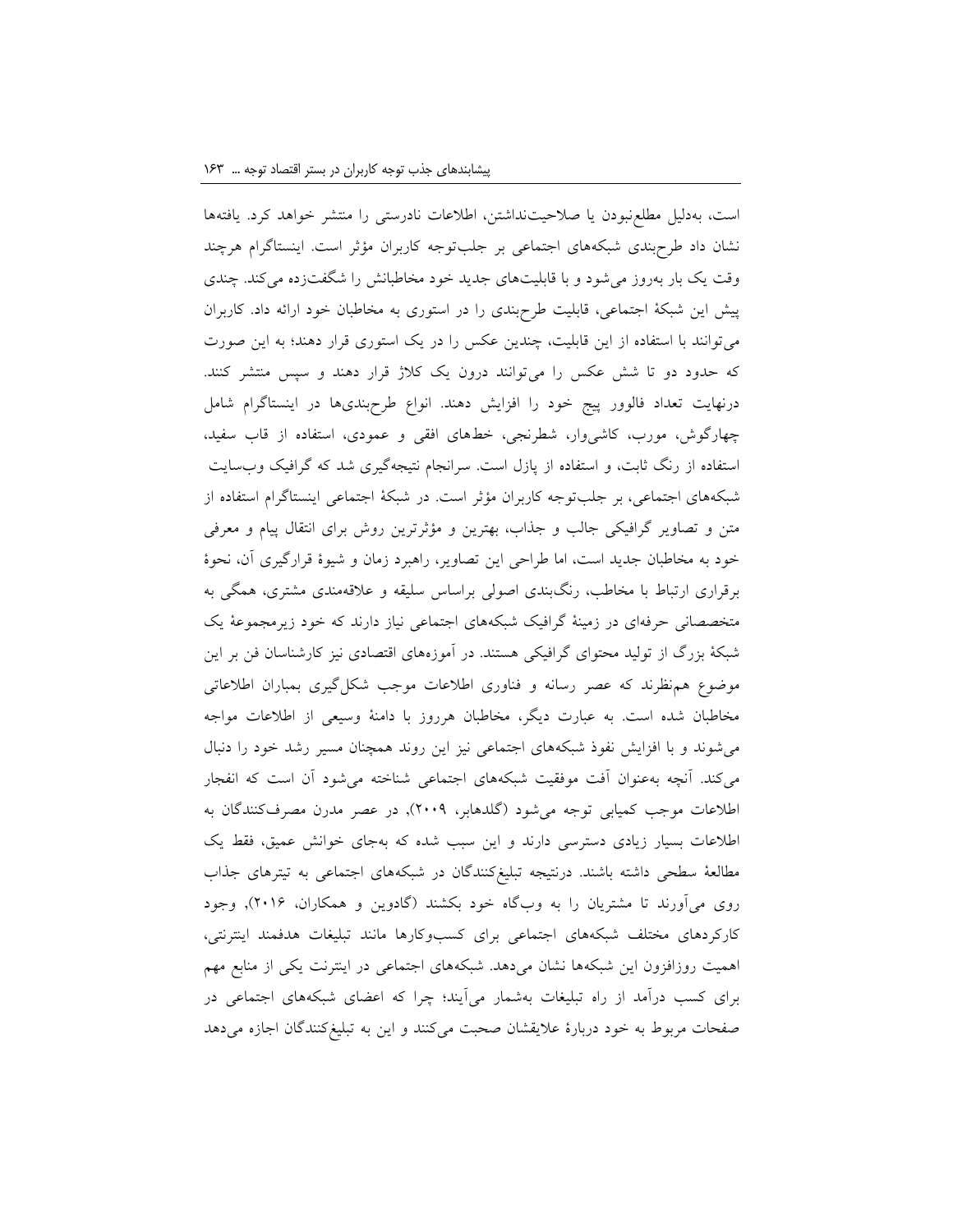است، به‌دلیل مطلع‌نبودن یا صلاحیت‌نداشتن، اطلاعات نادرستی را منتشر خواهد کرد. یافته‌ها نشان داد طرح‌بندی شبکه‌های اجتماعی بر جلب‌توجه کاربران مؤثر است. اینستاگرام هرچند وقت یک بار به‌روز می‌شود و با قابلیت‌های جدید خود مخاطبانش را شگفت‌زده می‌کند. چندی پیش این شبکهٔ اجتماعی، قابلیت طرح‌بندی را در استوری به مخاطبان خود ارائه داد. کاربران می‌توانند با استفاده از این قابلیت، چندین عکس را در یک استوری قرار دهند؛ به این صورت که حدود دو تا شش عکس را می‌توانند درون یک کلاژ قرار دهند و سپس منتشر کنند. درنهایت تعداد فالوور پیج خود را افزایش دهند. انواع طرح‌بندی‌ها در اینستاگرام شامل چهارگوش، مورب، کاشی‌وار، شطرنجی، خط‌های افقی و عمودی، استفاده از قاب سفید، استفاده از رنگ ثابت، و استفاده از پازل است. سرانجام نتیجه‌گیری شد که گرافیک وب‌سایت شبکه‌های اجتماعی، بر جلب‌توجه کاربران مؤثر است. در شبکهٔ اجتماعی اینستاگرام استفاده از متن و تصاویر گرافیکی جالب و جذاب، بهترین و مؤثرترین روش برای انتقال پیام و معرفی خود به مخاطبان جدید است، اما طراحی این تصاویر، راهبرد زمان و شیوهٔ قرارگیری آن، نحوهٔ برقراری ارتباط با مخاطب، رنگ‌بندی اصولی براساس سلیقه و علاقه‌مندی مشتری، همگی به متخصصانی حرفه‌ای در زمینهٔ گرافیک شبکه‌های اجتماعی نیاز دارند که خود زیرمجموعهٔ یک شبکهٔ بزرگ از تولید محتوای گرافیکی هستند. در آموزه‌های اقتصادی نیز کارشناسان فن بر این موضوع هم‌نظرند که عصر رسانه و فناوری اطلاعات موجب شکل‌گیری بمباران اطلاعاتی مخاطبان شده است. به عبارت دیگر، مخاطبان هرروز با دامنهٔ وسیعی از اطلاعات مواجه می‌شوند و با افزایش نفوذ شبکه‌های اجتماعی نیز این روند همچنان مسیر رشد خود را دنبال می‌کند. آنچه به‌عنوان آفت موفقیت شبکه‌های اجتماعی شناخته می‌شود آن است که انفجار اطلاعات موجب کمیابی توجه می‌شود (گلدهابر، ۲۰۰۹)، در عصر مدرن مصرف‌کنندگان به اطلاعات بسیار زیادی دسترسی دارند و این سبب شده که به‌جای خوانش عمیق، فقط یک مطالعهٔ سطحی داشته باشند. درنتیجه تبلیغ‌کنندگان در شبکه‌های اجتماعی به تیترهای جذاب روی می‌آورند تا مشتریان را به وب‌گاه خود بکشند (گادوین و همکاران، ۲۰۱۶)، وجود کارکردهای مختلف شبکه‌های اجتماعی برای کسب‌وکارها مانند تبلیغات هدفمند اینترنتی، اهمیت روزافزون این شبکه‌ها نشان می‌دهد. شبکه‌های اجتماعی در اینترنت یکی از منابع مهم برای کسب درآمد از راه تبلیغات به‌شمار می‌آیند؛ چرا که اعضای شبکه‌های اجتماعی در صفحات مربوط به خود دربارهٔ علایقشان صحبت می‌کنند و این به تبلیغ‌کنندگان اجازه می‌دهد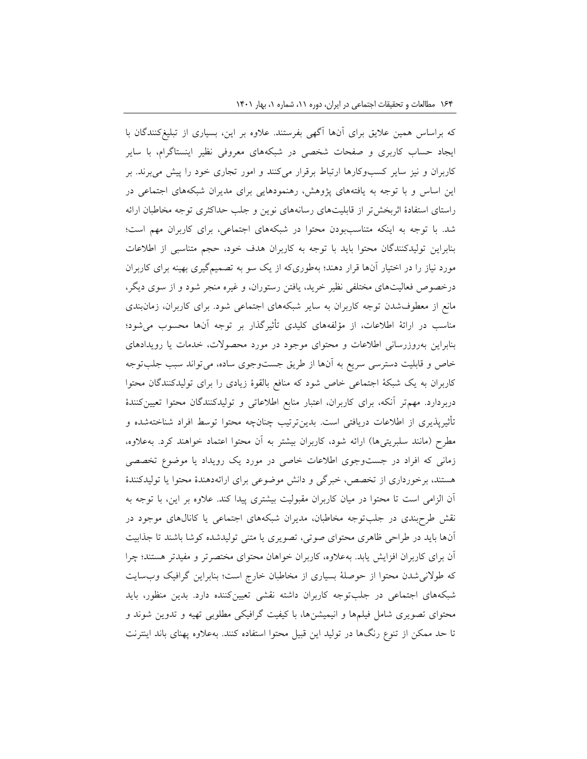که براساس همین علایق برای آن‌ها آگهی بفرستند. علاوه بر این، بسیاری از تبلیغ‌کنندگان با ایجاد حساب کاربری و صفحات شخصی در شبکه‌های معروفی نظیر اینستاگرام، با سایر کاربران و نیز سایر کسب‌وکارها ارتباط برقرار می‌کنند و امور تجاری خود را پیش می‌برند. بر این اساس و با توجه به یافته‌های پژوهش، رهنمودهایی برای مدیران شبکه‌های اجتماعی در راستای استفادهٔ اثربخش‌تر از قابلیت‌های رسانه‌های نوین و جلب حداکثری توجه مخاطبان ارائه شد. با توجه به اینکه متناسب‌بودن محتوا در شبکه‌های اجتماعی، برای کاربران مهم است؛ بنابراین تولیدکنندگان محتوا باید با توجه به کاربران هدف خود، حجم متناسبی از اطلاعات مورد نیاز را در اختیار آن‌ها قرار دهند؛ به‌طوری‌که از یک سو به تصمیم‌گیری بهینه برای کاربران درخصوص فعالیت‌های مختلفی نظیر خرید، یافتن رستوران، و غیره منجر شود و از سوی دیگر، مانع از معطوف‌شدن توجه کاربران به سایر شبکه‌های اجتماعی شود. برای کاربران، زمان‌بندی مناسب در ارائهٔ اطلاعات، از مؤلفه‌های کلیدی تأثیرگذار بر توجه آن‌ها محسوب می‌شود؛ بنابراین به‌روزرسانی اطلاعات و محتوای موجود در مورد محصولات، خدمات یا رویدادهای خاص و قابلیت دسترسی سریع به آن‌ها از طریق جست‌وجوی ساده، می‌تواند سبب جلب‌توجه کاربران به یک شبکهٔ اجتماعی خاص شود که منافع بالقوهٔ زیادی را برای تولیدکنندگان محتوا دربردارد. مهم‌تر آنکه، برای کاربران، اعتبار منابع اطلاعاتی و تولیدکنندگان محتوا تعیین‌کنندهٔ تأثیرپذیری از اطلاعات دریافتی است. بدین‌ترتیب چنان‌چه محتوا توسط افراد شناخته‌شده و مطرح (مانند سلبریتی‌ها) ارائه شود، کاربران بیشتر به آن محتوا اعتماد خواهند کرد. به‌علاوه، زمانی که افراد در جست‌وجوی اطلاعات خاصی در مورد یک رویداد یا موضوع تخصصی هستند، برخورداری از تخصص، خبرگی و دانش موضوعی برای ارائه‌دهندهٔ محتوا یا تولیدکنندهٔ آن الزامی است تا محتوا در میان کاربران مقبولیت بیشتری پیدا کند. علاوه بر این، با توجه به نقش طرح‌بندی در جلب‌توجه مخاطبان، مدیران شبکه‌های اجتماعی یا کانال‌های موجود در آن‌ها باید در طراحی ظاهری محتوای صوتی، تصویری یا متنی تولیدشده کوشا باشند تا جذابیت آن برای کاربران افزایش یابد. به‌علاوه، کاربران خواهان محتوای مختصرتر و مفیدتر هستند؛ چرا که طولانی‌شدن محتوا از حوصلهٔ بسیاری از مخاطبان خارج است؛ بنابراین گرافیک وب‌سایت شبکه‌های اجتماعی در جلب‌توجه کاربران داشته نقشی تعیین‌کننده دارد. بدین منظور، باید محتوای تصویری شامل فیلم‌ها و انیمیشن‌ها، با کیفیت گرافیکی مطلوبی تهیه و تدوین شوند و تا حد ممکن از تنوع رنگ‌ها در تولید این قبیل محتوا استفاده کنند. به‌علاوه پهنای باند اینترنت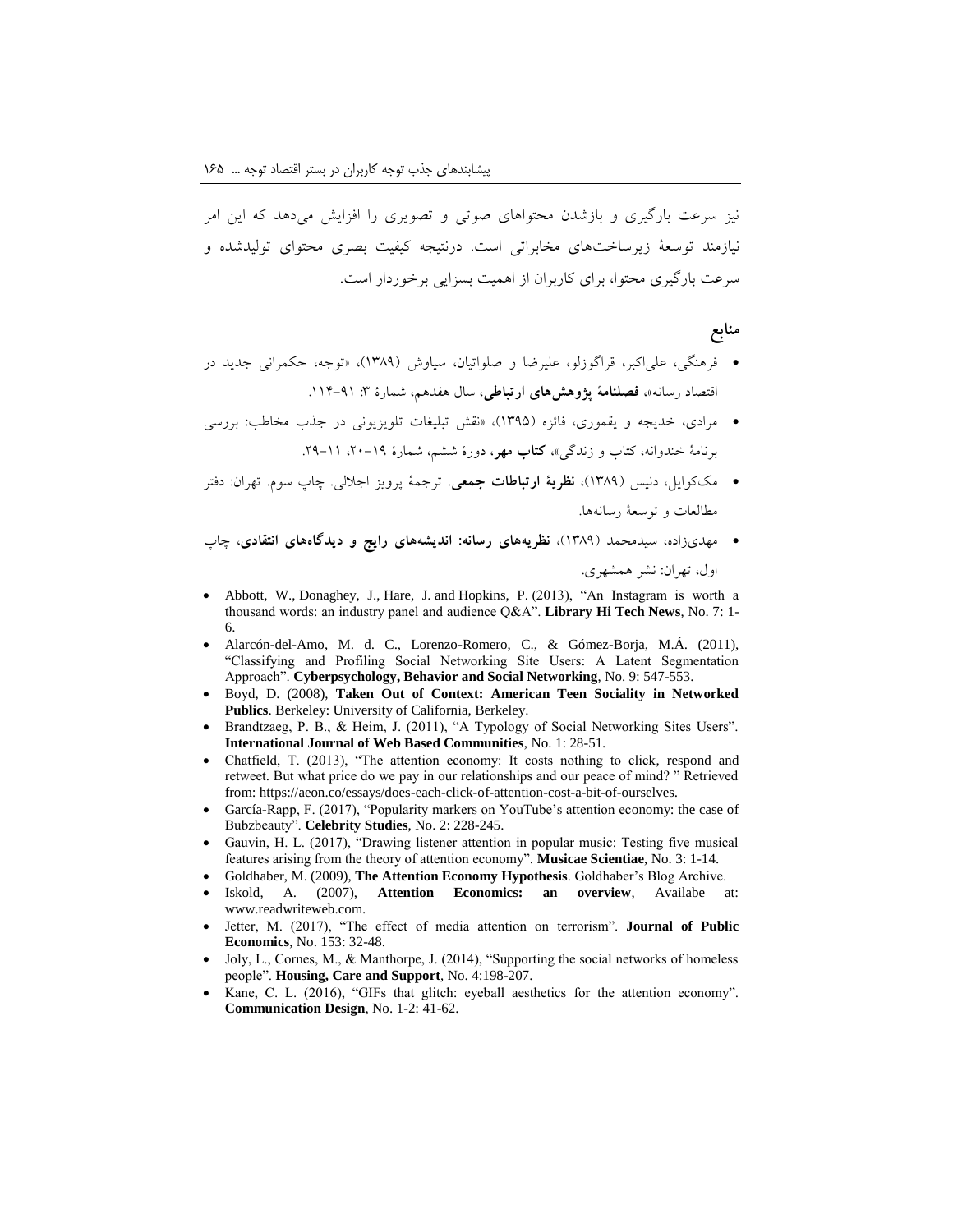نیز سرعت بارگیری و بازشدن محتواهای صوتی و تصویری را افزایش می‌دهد که این امر نیازمند توسعهٔ زیرساخت‌های مخابراتی است. درنتیجه کیفیت بصری محتوای تولیدشده و سرعت بارگیری محتوا، برای کاربران از اهمیت بسزایی برخوردار است.

## منابع

- فرهنگی، علی‌اکبر، قراگوزلو، علیرضا و صلواتیان، سیاوش (۱۳۸۹)، «توجه، حکمرانی جدید در اقتصاد رسانه»، **فصلنامهٔ پژوهش‌های ارتباطی**، سال هفدهم، شمارهٔ ۳: ۹۱-۱۱۴.
- مرادی، خدیجه و یقموری، فائزه (۱۳۹۵)، «نقش تبلیغات تلویزیونی در جذب مخاطب: بررسی برنامهٔ خندوانه، کتاب و زندگی»، **کتاب مهر**، دورهٔ ششم، شمارهٔ ۱۹-۲۰، ۱۱-۲۹.
- مک‌کوایل، دنیس (۱۳۸۹)، **نظریهٔ ارتباطات جمعی**. ترجمهٔ پرویز اجلالی. چاپ سوم. تهران: دفتر مطالعات و توسعهٔ رسانه‌ها.
- مهدی‌زاده، سیدمحمد (۱۳۸۹)، **نظریه‌های رسانه: اندیشه‌های رایج و دیدگاه‌های انتقادی**، چاپ اول، تهران: نشر همشهری.

- Abbott, W., Donaghey, J., Hare, J. and Hopkins, P. (2013), "An Instagram is worth a thousand words: an industry panel and audience Q&A". **Library Hi Tech News**, No. 7: 1-6.
- Alarcón-del-Amo, M. d. C., Lorenzo-Romero, C., & Gómez-Borja, M.Á. (2011), "Classifying and Profiling Social Networking Site Users: A Latent Segmentation Approach". **Cyberpsychology, Behavior and Social Networking**, No. 9: 547-553.
- Boyd, D. (2008), **Taken Out of Context: American Teen Sociality in Networked Publics**. Berkeley: University of California, Berkeley.
- Brandtzaeg, P. B., & Heim, J. (2011), "A Typology of Social Networking Sites Users". **International Journal of Web Based Communities**, No. 1: 28-51.
- Chatfield, T. (2013), "The attention economy: It costs nothing to click, respond and retweet. But what price do we pay in our relationships and our peace of mind? " Retrieved from: https://aeon.co/essays/does-each-click-of-attention-cost-a-bit-of-ourselves.
- García-Rapp, F. (2017), "Popularity markers on YouTube's attention economy: the case of Bubzbeauty". **Celebrity Studies**, No. 2: 228-245.
- Gauvin, H. L. (2017), "Drawing listener attention in popular music: Testing five musical features arising from the theory of attention economy". **Musicae Scientiae**, No. 3: 1-14.
- Goldhaber, M. (2009), **The Attention Economy Hypothesis**. Goldhaber's Blog Archive.
- Iskold, A. (2007), **Attention Economics: an overview**, Availabe at: www.readwriteweb.com.
- Jetter, M. (2017), "The effect of media attention on terrorism". **Journal of Public Economics**, No. 153: 32-48.
- Joly, L., Cornes, M., & Manthorpe, J. (2014), "Supporting the social networks of homeless people". **Housing, Care and Support**, No. 4:198-207.
- Kane, C. L. (2016), "GIFs that glitch: eyeball aesthetics for the attention economy". **Communication Design**, No. 1-2: 41-62.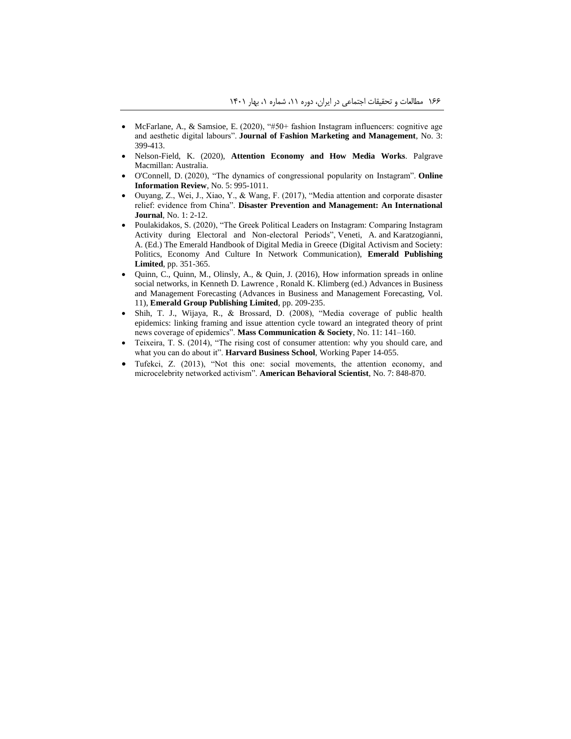- McFarlane, A., & Samsioe, E. (2020), "#50+ fashion Instagram influencers: cognitive age and aesthetic digital labours". **Journal of Fashion Marketing and Management**, No. 3: 399-413.
- Nelson-Field, K. (2020), **Attention Economy and How Media Works**. Palgrave Macmillan: Australia.
- O'Connell, D. (2020), "The dynamics of congressional popularity on Instagram". **Online Information Review**, No. 5: 995-1011.
- Ouyang, Z., Wei, J., Xiao, Y., & Wang, F. (2017), "Media attention and corporate disaster relief: evidence from China". **Disaster Prevention and Management: An International Journal**, No. 1: 2-12.
- Poulakidakos, S. (2020), "The Greek Political Leaders on Instagram: Comparing Instagram Activity during Electoral and Non-electoral Periods", Veneti, A. and Karatzogianni, A. (Ed.) The Emerald Handbook of Digital Media in Greece (Digital Activism and Society: Politics, Economy And Culture In Network Communication), **Emerald Publishing Limited**, pp. 351-365.
- Quinn, C., Quinn, M., Olinsly, A., & Quin, J. (2016), How information spreads in online social networks, in Kenneth D. Lawrence , Ronald K. Klimberg (ed.) Advances in Business and Management Forecasting (Advances in Business and Management Forecasting, Vol. 11), **Emerald Group Publishing Limited**, pp. 209-235.
- Shih, T. J., Wijaya, R., & Brossard, D. (2008), "Media coverage of public health epidemics: linking framing and issue attention cycle toward an integrated theory of print news coverage of epidemics". **Mass Communication & Society**, No. 11: 141–160.
- Teixeira, T. S. (2014), "The rising cost of consumer attention: why you should care, and what you can do about it". **Harvard Business School**, Working Paper 14-055.
- Tufekci, Z. (2013), "Not this one: social movements, the attention economy, and microcelebrity networked activism". **American Behavioral Scientist**, No. 7: 848-870.